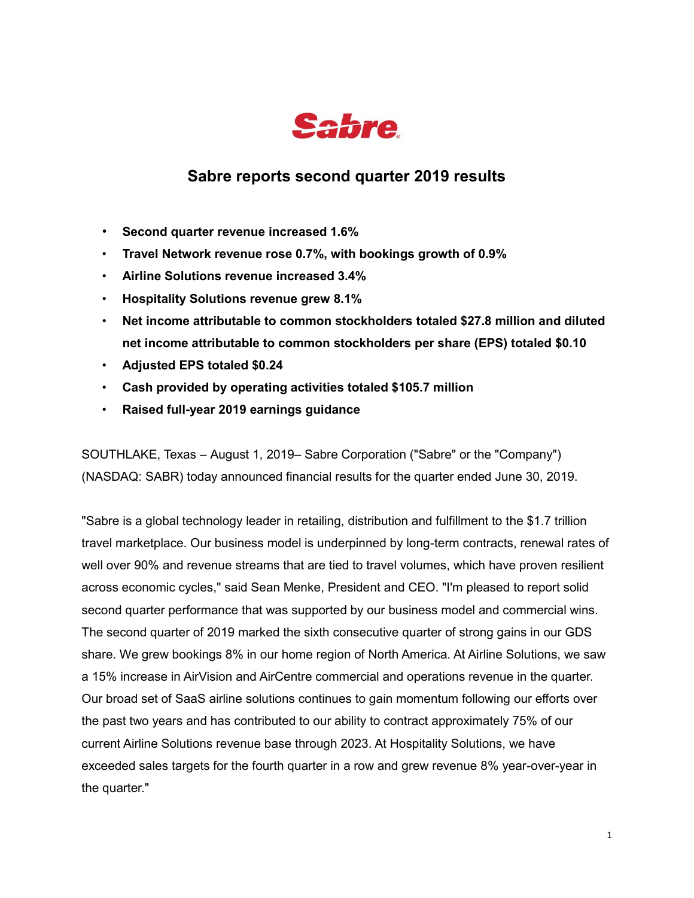# Sabre reports second quarter 2019 results

- **Second quarter revenue increased 1.6%**
- **Travel Network revenue rose 0.7%, with bookings growth of 0.9%**
- **Airline Solutions revenue increased 3.4%**
- **Hospitality Solutions revenue grew 8.1%**
- **Net income attributable to common stockholders totaled $27.8 million and diluted net income attributable to common stockholders per share (EPS) totaled $0.10**
- **Adjusted EPS totaled $0.24**
- **Cash provided by operating activities totaled $105.7 million**
- **Raised full-year 2019 earnings guidance**

SOUTHLAKE, Texas – August 1, 2019– Sabre Corporation ("Sabre" or the "Company") (NASDAQ: SABR) today announced financial results for the quarter ended June 30, 2019.

"Sabre is a global technology leader in retailing, distribution and fulfillment to the $1.7 trillion travel marketplace. Our business model is underpinned by long-term contracts, renewal rates of well over 90% and revenue streams that are tied to travel volumes, which have proven resilient across economic cycles," said Sean Menke, President and CEO. "I'm pleased to report solid second quarter performance that was supported by our business model and commercial wins. The second quarter of 2019 marked the sixth consecutive quarter of strong gains in our GDS share. We grew bookings 8% in our home region of North America. At Airline Solutions, we saw a 15% increase in AirVision and AirCentre commercial and operations revenue in the quarter. Our broad set of SaaS airline solutions continues to gain momentum following our efforts over the past two years and has contributed to our ability to contract approximately 75% of our current Airline Solutions revenue base through 2023. At Hospitality Solutions, we have exceeded sales targets for the fourth quarter in a row and grew revenue 8% year-over-year in the quarter."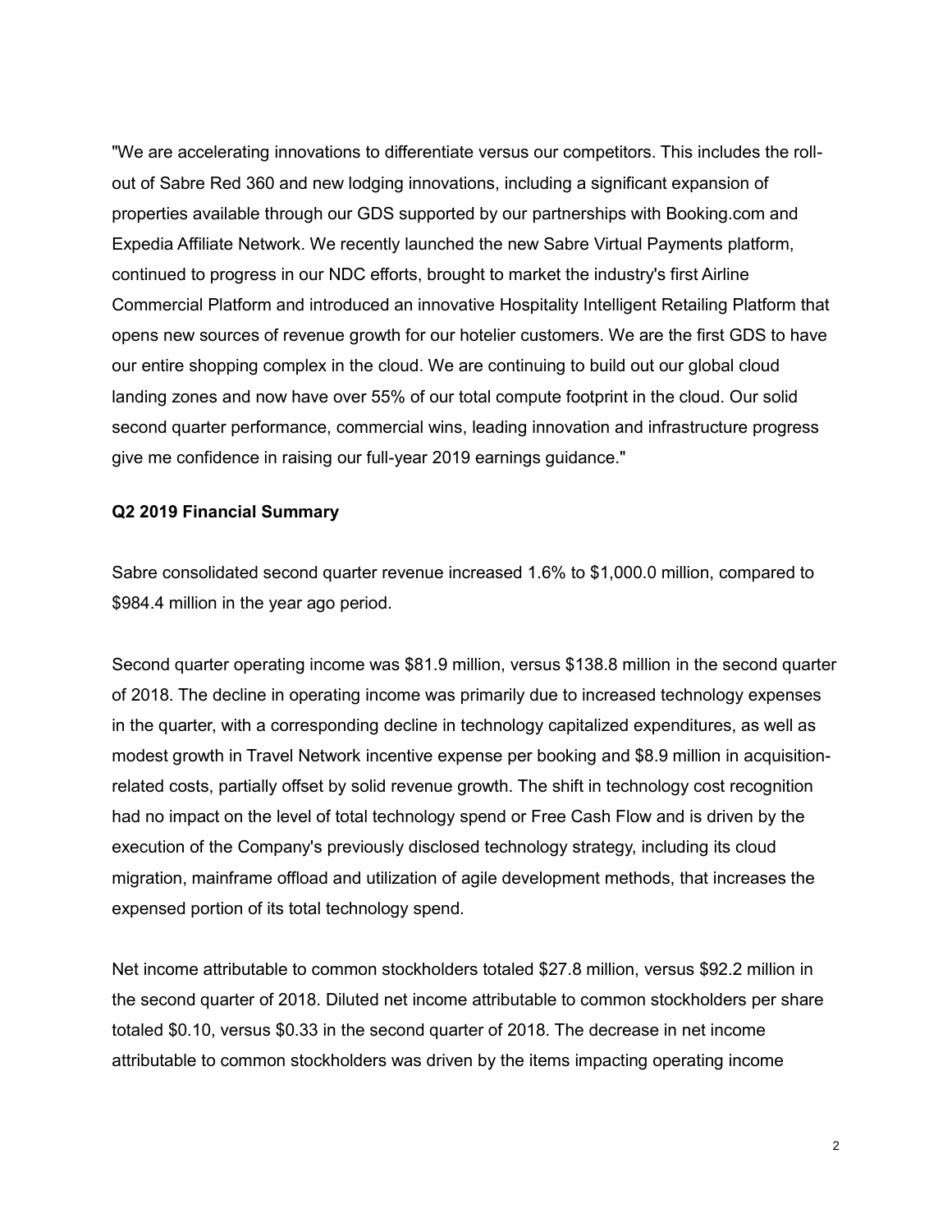"We are accelerating innovations to differentiate versus our competitors. This includes the roll-out of Sabre Red 360 and new lodging innovations, including a significant expansion of properties available through our GDS supported by our partnerships with Booking.com and Expedia Affiliate Network. We recently launched the new Sabre Virtual Payments platform, continued to progress in our NDC efforts, brought to market the industry's first Airline Commercial Platform and introduced an innovative Hospitality Intelligent Retailing Platform that opens new sources of revenue growth for our hotelier customers. We are the first GDS to have our entire shopping complex in the cloud. We are continuing to build out our global cloud landing zones and now have over 55% of our total compute footprint in the cloud. Our solid second quarter performance, commercial wins, leading innovation and infrastructure progress give me confidence in raising our full-year 2019 earnings guidance."

**Q2 2019 Financial Summary**

Sabre consolidated second quarter revenue increased 1.6% to $1,000.0 million, compared to $984.4 million in the year ago period.

Second quarter operating income was $81.9 million, versus $138.8 million in the second quarter of 2018. The decline in operating income was primarily due to increased technology expenses in the quarter, with a corresponding decline in technology capitalized expenditures, as well as modest growth in Travel Network incentive expense per booking and $8.9 million in acquisition-related costs, partially offset by solid revenue growth. The shift in technology cost recognition had no impact on the level of total technology spend or Free Cash Flow and is driven by the execution of the Company's previously disclosed technology strategy, including its cloud migration, mainframe offload and utilization of agile development methods, that increases the expensed portion of its total technology spend.

Net income attributable to common stockholders totaled $27.8 million, versus $92.2 million in the second quarter of 2018. Diluted net income attributable to common stockholders per share totaled $0.10, versus $0.33 in the second quarter of 2018. The decrease in net income attributable to common stockholders was driven by the items impacting operating income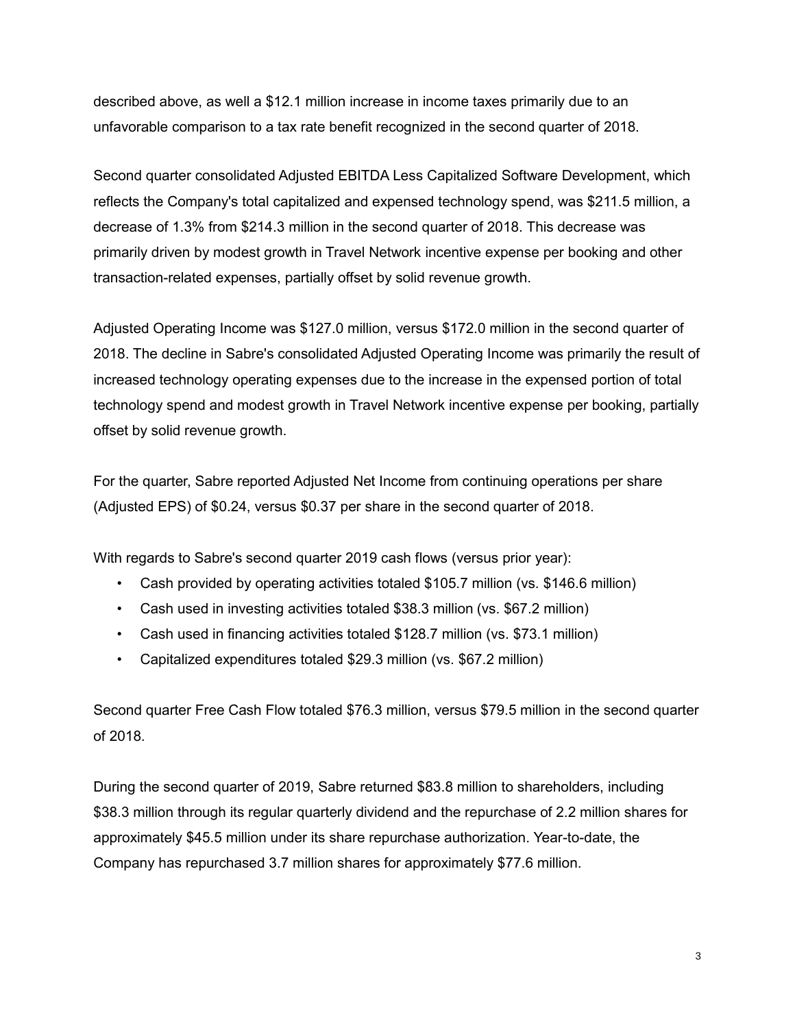described above, as well a $12.1 million increase in income taxes primarily due to an unfavorable comparison to a tax rate benefit recognized in the second quarter of 2018.

Second quarter consolidated Adjusted EBITDA Less Capitalized Software Development, which reflects the Company's total capitalized and expensed technology spend, was $211.5 million, a decrease of 1.3% from $214.3 million in the second quarter of 2018. This decrease was primarily driven by modest growth in Travel Network incentive expense per booking and other transaction-related expenses, partially offset by solid revenue growth.

Adjusted Operating Income was $127.0 million, versus $172.0 million in the second quarter of 2018. The decline in Sabre's consolidated Adjusted Operating Income was primarily the result of increased technology operating expenses due to the increase in the expensed portion of total technology spend and modest growth in Travel Network incentive expense per booking, partially offset by solid revenue growth.

For the quarter, Sabre reported Adjusted Net Income from continuing operations per share (Adjusted EPS) of $0.24, versus $0.37 per share in the second quarter of 2018.

With regards to Sabre's second quarter 2019 cash flows (versus prior year):

- Cash provided by operating activities totaled $105.7 million (vs. $146.6 million)
- Cash used in investing activities totaled $38.3 million (vs. $67.2 million)
- Cash used in financing activities totaled $128.7 million (vs. $73.1 million)
- Capitalized expenditures totaled $29.3 million (vs. $67.2 million)

Second quarter Free Cash Flow totaled $76.3 million, versus $79.5 million in the second quarter of 2018.

During the second quarter of 2019, Sabre returned $83.8 million to shareholders, including $38.3 million through its regular quarterly dividend and the repurchase of 2.2 million shares for approximately $45.5 million under its share repurchase authorization. Year-to-date, the Company has repurchased 3.7 million shares for approximately $77.6 million.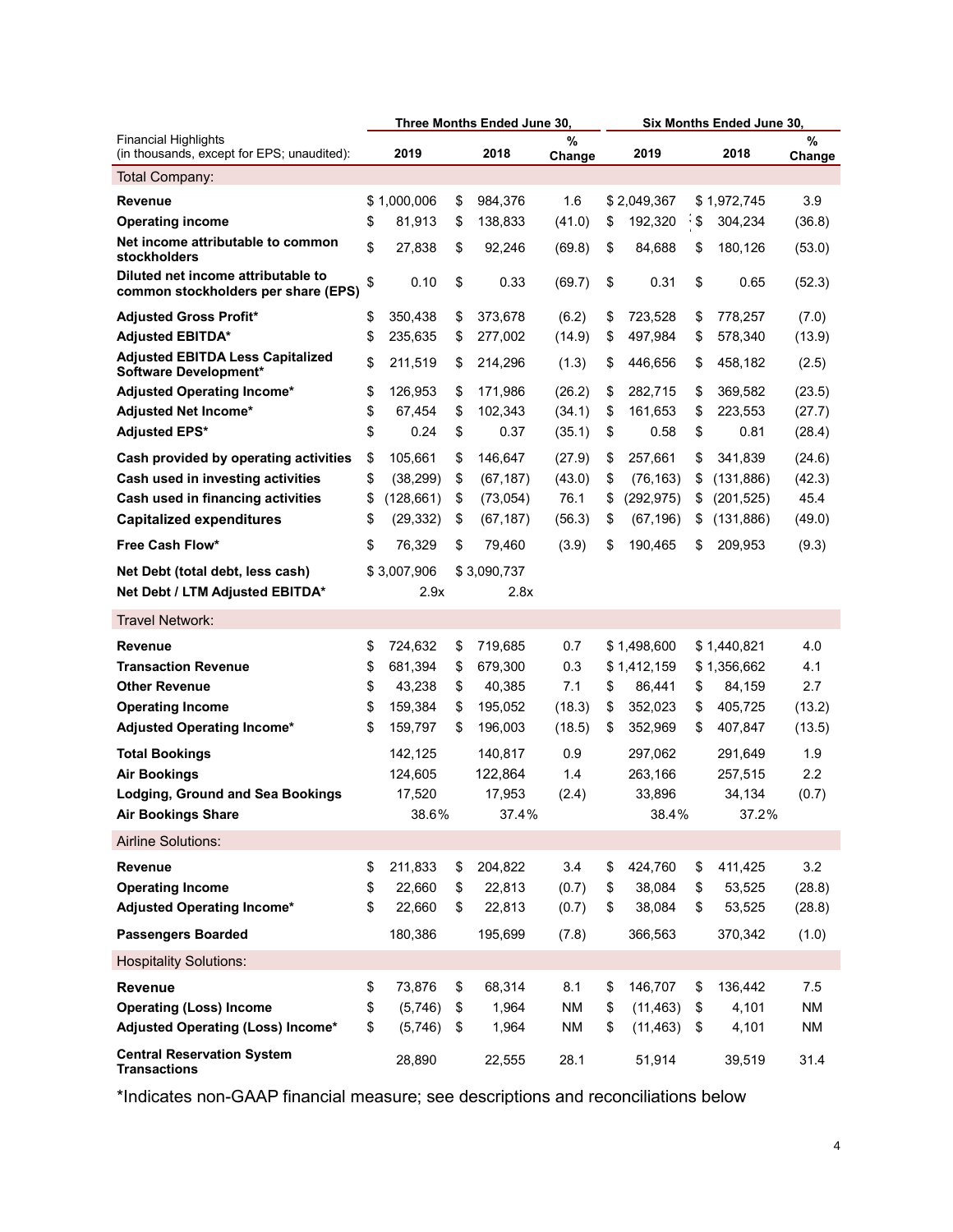| Financial Highlights (in thousands, except for EPS; unaudited): | Three Months Ended June 30, | | | Six Months Ended June 30, | | |
|---|---|---|---|---|---|---|
| | 2019 | 2018 | % Change | 2019 | 2018 | % Change |
| Total Company: | | | | | | |
| **Revenue** | $ 1,000,006 | $ 984,376 | 1.6 | $ 2,049,367 | $ 1,972,745 | 3.9 |
| **Operating income** | $ 81,913 | $ 138,833 | (41.0) | $ 192,320 | $ 304,234 | (36.8) |
| **Net income attributable to common stockholders** | $ 27,838 | $ 92,246 | (69.8) | $ 84,688 | $ 180,126 | (53.0) |
| **Diluted net income attributable to common stockholders per share (EPS)** | $ 0.10 | $ 0.33 | (69.7) | $ 0.31 | $ 0.65 | (52.3) |
| **Adjusted Gross Profit*** | $ 350,438 | $ 373,678 | (6.2) | $ 723,528 | $ 778,257 | (7.0) |
| **Adjusted EBITDA*** | $ 235,635 | $ 277,002 | (14.9) | $ 497,984 | $ 578,340 | (13.9) |
| **Adjusted EBITDA Less Capitalized Software Development*** | $ 211,519 | $ 214,296 | (1.3) | $ 446,656 | $ 458,182 | (2.5) |
| **Adjusted Operating Income*** | $ 126,953 | $ 171,986 | (26.2) | $ 282,715 | $ 369,582 | (23.5) |
| **Adjusted Net Income*** | $ 67,454 | $ 102,343 | (34.1) | $ 161,653 | $ 223,553 | (27.7) |
| **Adjusted EPS*** | $ 0.24 | $ 0.37 | (35.1) | $ 0.58 | $ 0.81 | (28.4) |
| **Cash provided by operating activities** | $ 105,661 | $ 146,647 | (27.9) | $ 257,661 | $ 341,839 | (24.6) |
| **Cash used in investing activities** | $ (38,299) | $ (67,187) | (43.0) | $ (76,163) | $ (131,886) | (42.3) |
| **Cash used in financing activities** | $ (128,661) | $ (73,054) | 76.1 | $ (292,975) | $ (201,525) | 45.4 |
| **Capitalized expenditures** | $ (29,332) | $ (67,187) | (56.3) | $ (67,196) | $ (131,886) | (49.0) |
| **Free Cash Flow*** | $ 76,329 | $ 79,460 | (3.9) | $ 190,465 | $ 209,953 | (9.3) |
| **Net Debt (total debt, less cash)** | $ 3,007,906 | $ 3,090,737 | | | | |
| **Net Debt / LTM Adjusted EBITDA*** | 2.9x | 2.8x | | | | |
| Travel Network: | | | | | | |
| **Revenue** | $ 724,632 | $ 719,685 | 0.7 | $ 1,498,600 | $ 1,440,821 | 4.0 |
| **Transaction Revenue** | $ 681,394 | $ 679,300 | 0.3 | $ 1,412,159 | $ 1,356,662 | 4.1 |
| **Other Revenue** | $ 43,238 | $ 40,385 | 7.1 | $ 86,441 | $ 84,159 | 2.7 |
| **Operating Income** | $ 159,384 | $ 195,052 | (18.3) | $ 352,023 | $ 405,725 | (13.2) |
| **Adjusted Operating Income*** | $ 159,797 | $ 196,003 | (18.5) | $ 352,969 | $ 407,847 | (13.5) |
| **Total Bookings** | 142,125 | 140,817 | 0.9 | 297,062 | 291,649 | 1.9 |
| **Air Bookings** | 124,605 | 122,864 | 1.4 | 263,166 | 257,515 | 2.2 |
| **Lodging, Ground and Sea Bookings** | 17,520 | 17,953 | (2.4) | 33,896 | 34,134 | (0.7) |
| **Air Bookings Share** | 38.6% | 37.4% | | 38.4% | 37.2% | |
| Airline Solutions: | | | | | | |
| **Revenue** | $ 211,833 | $ 204,822 | 3.4 | $ 424,760 | $ 411,425 | 3.2 |
| **Operating Income** | $ 22,660 | $ 22,813 | (0.7) | $ 38,084 | $ 53,525 | (28.8) |
| **Adjusted Operating Income*** | $ 22,660 | $ 22,813 | (0.7) | $ 38,084 | $ 53,525 | (28.8) |
| **Passengers Boarded** | 180,386 | 195,699 | (7.8) | 366,563 | 370,342 | (1.0) |
| Hospitality Solutions: | | | | | | |
| **Revenue** | $ 73,876 | $ 68,314 | 8.1 | $ 146,707 | $ 136,442 | 7.5 |
| **Operating (Loss) Income** | $ (5,746) | $ 1,964 | NM | $ (11,463) | $ 4,101 | NM |
| **Adjusted Operating (Loss) Income*** | $ (5,746) | $ 1,964 | NM | $ (11,463) | $ 4,101 | NM |
| **Central Reservation System Transactions** | 28,890 | 22,555 | 28.1 | 51,914 | 39,519 | 31.4 |

*Indicates non-GAAP financial measure; see descriptions and reconciliations below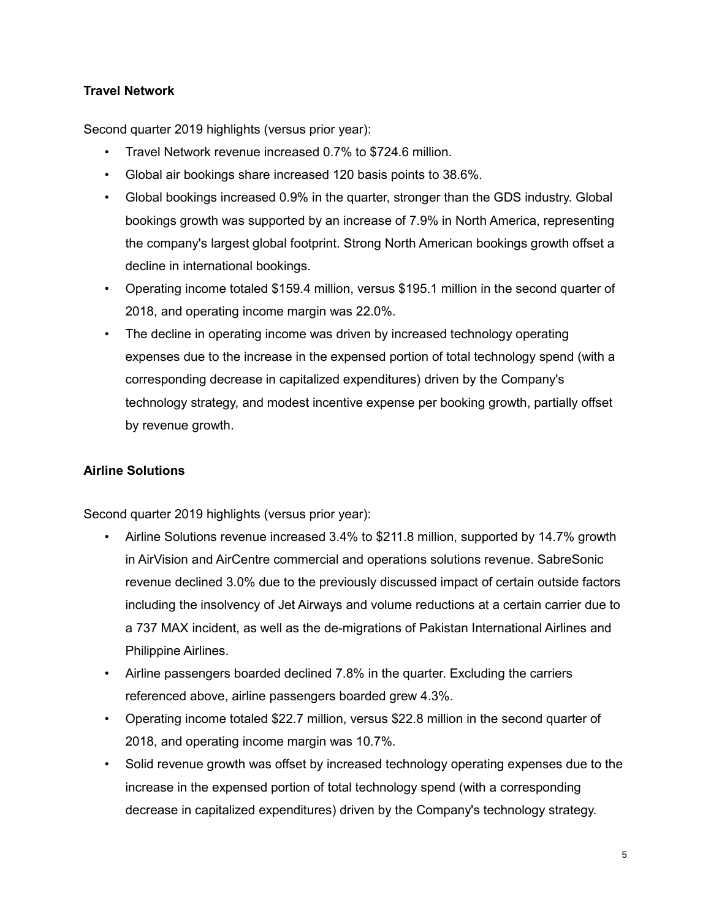**Travel Network**

Second quarter 2019 highlights (versus prior year):

- Travel Network revenue increased 0.7% to $724.6 million.
- Global air bookings share increased 120 basis points to 38.6%.
- Global bookings increased 0.9% in the quarter, stronger than the GDS industry. Global bookings growth was supported by an increase of 7.9% in North America, representing the company's largest global footprint. Strong North American bookings growth offset a decline in international bookings.
- Operating income totaled $159.4 million, versus $195.1 million in the second quarter of 2018, and operating income margin was 22.0%.
- The decline in operating income was driven by increased technology operating expenses due to the increase in the expensed portion of total technology spend (with a corresponding decrease in capitalized expenditures) driven by the Company's technology strategy, and modest incentive expense per booking growth, partially offset by revenue growth.

**Airline Solutions**

Second quarter 2019 highlights (versus prior year):

- Airline Solutions revenue increased 3.4% to $211.8 million, supported by 14.7% growth in AirVision and AirCentre commercial and operations solutions revenue. SabreSonic revenue declined 3.0% due to the previously discussed impact of certain outside factors including the insolvency of Jet Airways and volume reductions at a certain carrier due to a 737 MAX incident, as well as the de-migrations of Pakistan International Airlines and Philippine Airlines.
- Airline passengers boarded declined 7.8% in the quarter. Excluding the carriers referenced above, airline passengers boarded grew 4.3%.
- Operating income totaled $22.7 million, versus $22.8 million in the second quarter of 2018, and operating income margin was 10.7%.
- Solid revenue growth was offset by increased technology operating expenses due to the increase in the expensed portion of total technology spend (with a corresponding decrease in capitalized expenditures) driven by the Company's technology strategy.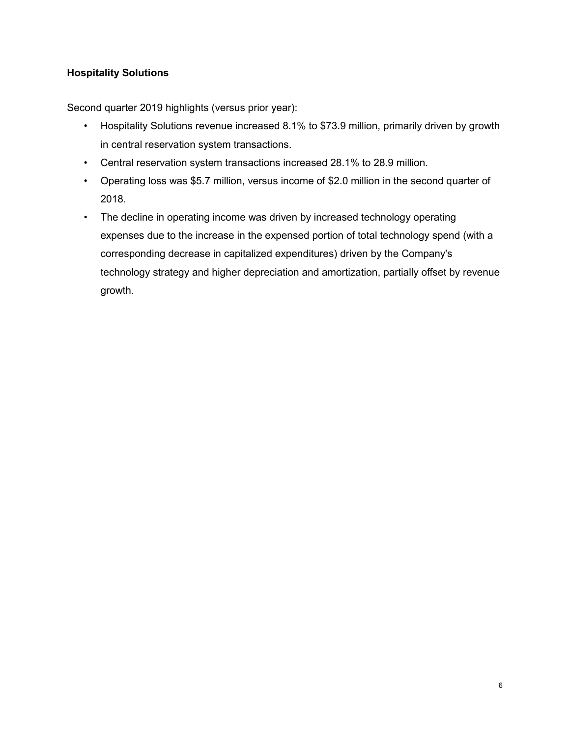**Hospitality Solutions**

Second quarter 2019 highlights (versus prior year):

- Hospitality Solutions revenue increased 8.1% to $73.9 million, primarily driven by growth in central reservation system transactions.
- Central reservation system transactions increased 28.1% to 28.9 million.
- Operating loss was $5.7 million, versus income of $2.0 million in the second quarter of 2018.
- The decline in operating income was driven by increased technology operating expenses due to the increase in the expensed portion of total technology spend (with a corresponding decrease in capitalized expenditures) driven by the Company's technology strategy and higher depreciation and amortization, partially offset by revenue growth.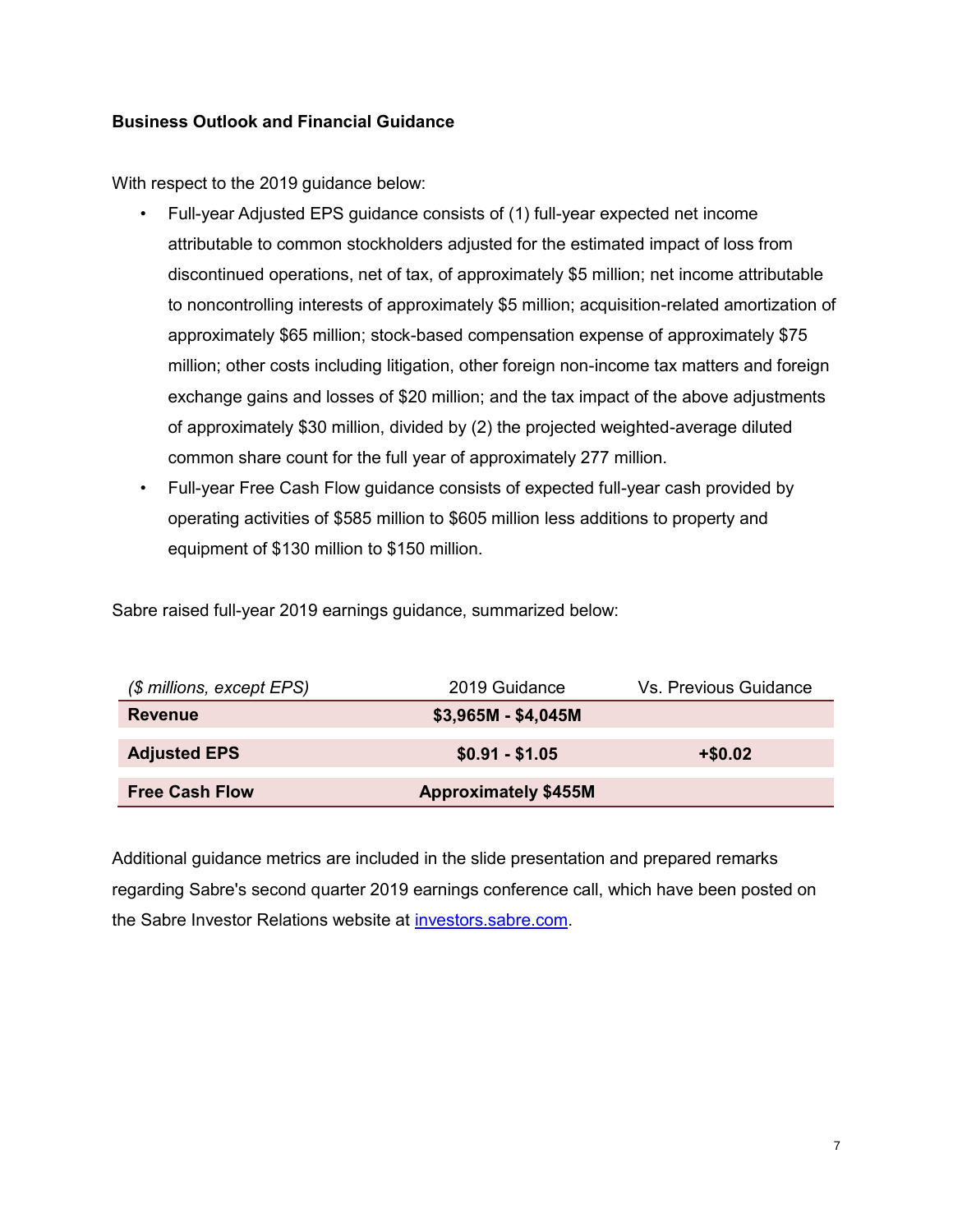**Business Outlook and Financial Guidance**

With respect to the 2019 guidance below:

- Full-year Adjusted EPS guidance consists of (1) full-year expected net income attributable to common stockholders adjusted for the estimated impact of loss from discontinued operations, net of tax, of approximately $5 million; net income attributable to noncontrolling interests of approximately $5 million; acquisition-related amortization of approximately $65 million; stock-based compensation expense of approximately $75 million; other costs including litigation, other foreign non-income tax matters and foreign exchange gains and losses of $20 million; and the tax impact of the above adjustments of approximately $30 million, divided by (2) the projected weighted-average diluted common share count for the full year of approximately 277 million.
- Full-year Free Cash Flow guidance consists of expected full-year cash provided by operating activities of $585 million to $605 million less additions to property and equipment of $130 million to $150 million.

Sabre raised full-year 2019 earnings guidance, summarized below:

| *($ millions, except EPS)* | 2019 Guidance | Vs. Previous Guidance |
|---|---|---|
| **Revenue** | **$3,965M - $4,045M** | |
| **Adjusted EPS** | **$0.91 - $1.05** | **+$0.02** |
| **Free Cash Flow** | **Approximately $455M** | |

Additional guidance metrics are included in the slide presentation and prepared remarks regarding Sabre's second quarter 2019 earnings conference call, which have been posted on the Sabre Investor Relations website at investors.sabre.com.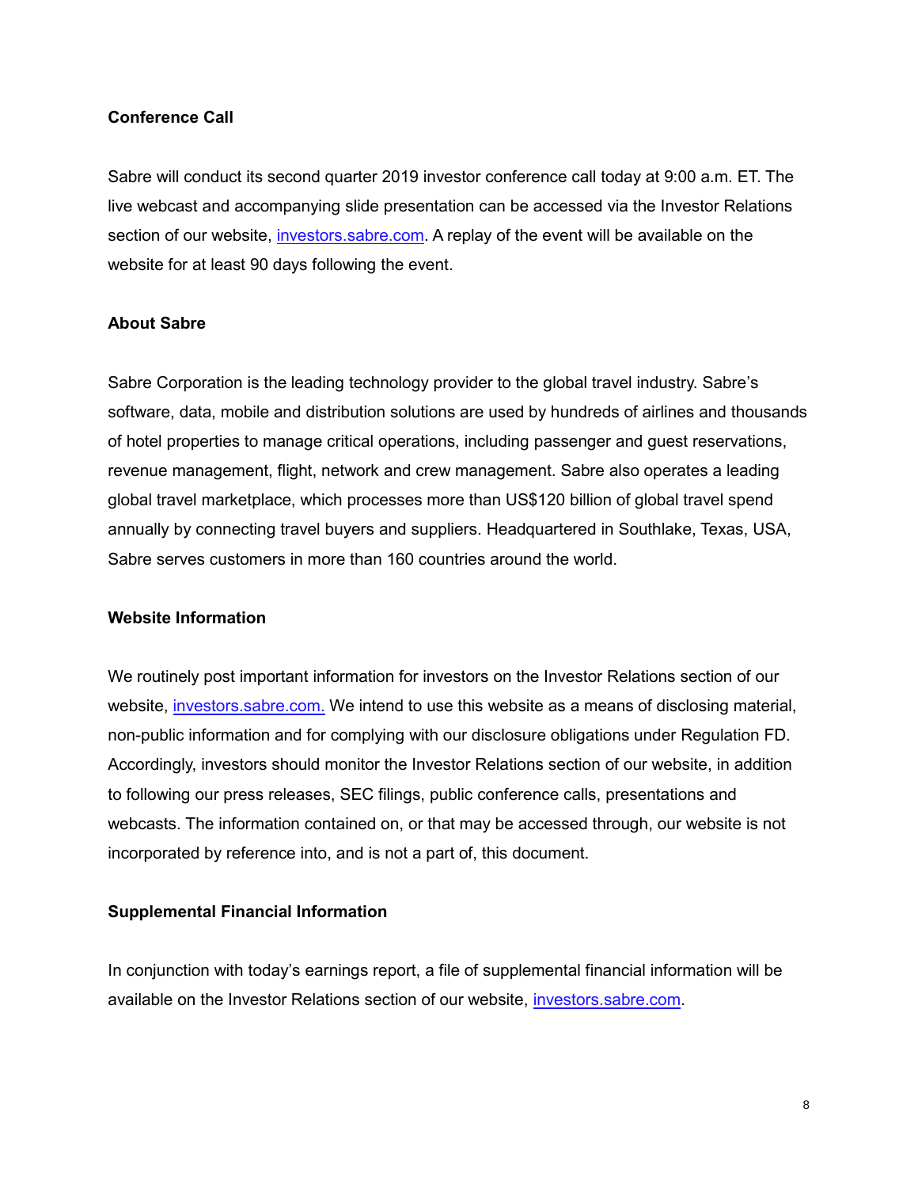**Conference Call**

Sabre will conduct its second quarter 2019 investor conference call today at 9:00 a.m. ET. The live webcast and accompanying slide presentation can be accessed via the Investor Relations section of our website, [investors.sabre.com](investors.sabre.com). A replay of the event will be available on the website for at least 90 days following the event.

**About Sabre**

Sabre Corporation is the leading technology provider to the global travel industry. Sabre's software, data, mobile and distribution solutions are used by hundreds of airlines and thousands of hotel properties to manage critical operations, including passenger and guest reservations, revenue management, flight, network and crew management. Sabre also operates a leading global travel marketplace, which processes more than US$120 billion of global travel spend annually by connecting travel buyers and suppliers. Headquartered in Southlake, Texas, USA, Sabre serves customers in more than 160 countries around the world.

**Website Information**

We routinely post important information for investors on the Investor Relations section of our website, [investors.sabre.com.](investors.sabre.com) We intend to use this website as a means of disclosing material, non-public information and for complying with our disclosure obligations under Regulation FD. Accordingly, investors should monitor the Investor Relations section of our website, in addition to following our press releases, SEC filings, public conference calls, presentations and webcasts. The information contained on, or that may be accessed through, our website is not incorporated by reference into, and is not a part of, this document.

**Supplemental Financial Information**

In conjunction with today's earnings report, a file of supplemental financial information will be available on the Investor Relations section of our website, [investors.sabre.com](investors.sabre.com).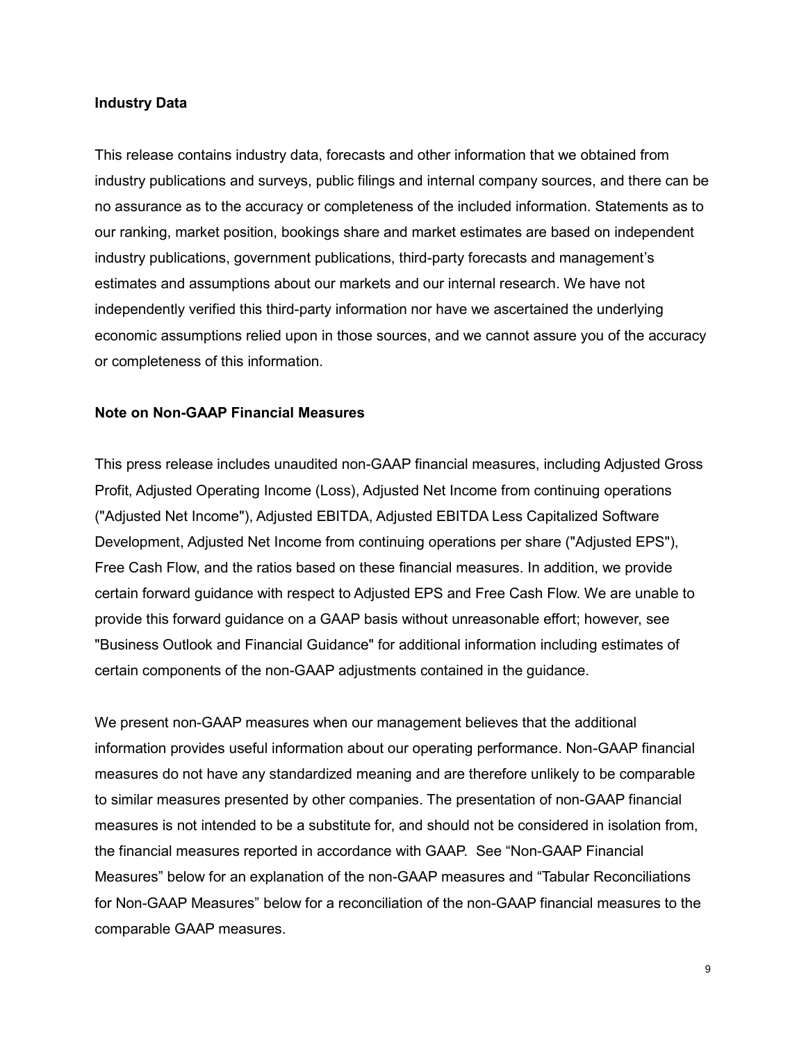**Industry Data**

This release contains industry data, forecasts and other information that we obtained from industry publications and surveys, public filings and internal company sources, and there can be no assurance as to the accuracy or completeness of the included information. Statements as to our ranking, market position, bookings share and market estimates are based on independent industry publications, government publications, third-party forecasts and management's estimates and assumptions about our markets and our internal research. We have not independently verified this third-party information nor have we ascertained the underlying economic assumptions relied upon in those sources, and we cannot assure you of the accuracy or completeness of this information.

**Note on Non-GAAP Financial Measures**

This press release includes unaudited non-GAAP financial measures, including Adjusted Gross Profit, Adjusted Operating Income (Loss), Adjusted Net Income from continuing operations ("Adjusted Net Income"), Adjusted EBITDA, Adjusted EBITDA Less Capitalized Software Development, Adjusted Net Income from continuing operations per share ("Adjusted EPS"), Free Cash Flow, and the ratios based on these financial measures. In addition, we provide certain forward guidance with respect to Adjusted EPS and Free Cash Flow. We are unable to provide this forward guidance on a GAAP basis without unreasonable effort; however, see "Business Outlook and Financial Guidance" for additional information including estimates of certain components of the non-GAAP adjustments contained in the guidance.

We present non-GAAP measures when our management believes that the additional information provides useful information about our operating performance. Non-GAAP financial measures do not have any standardized meaning and are therefore unlikely to be comparable to similar measures presented by other companies. The presentation of non-GAAP financial measures is not intended to be a substitute for, and should not be considered in isolation from, the financial measures reported in accordance with GAAP. See "Non-GAAP Financial Measures" below for an explanation of the non-GAAP measures and "Tabular Reconciliations for Non-GAAP Measures" below for a reconciliation of the non-GAAP financial measures to the comparable GAAP measures.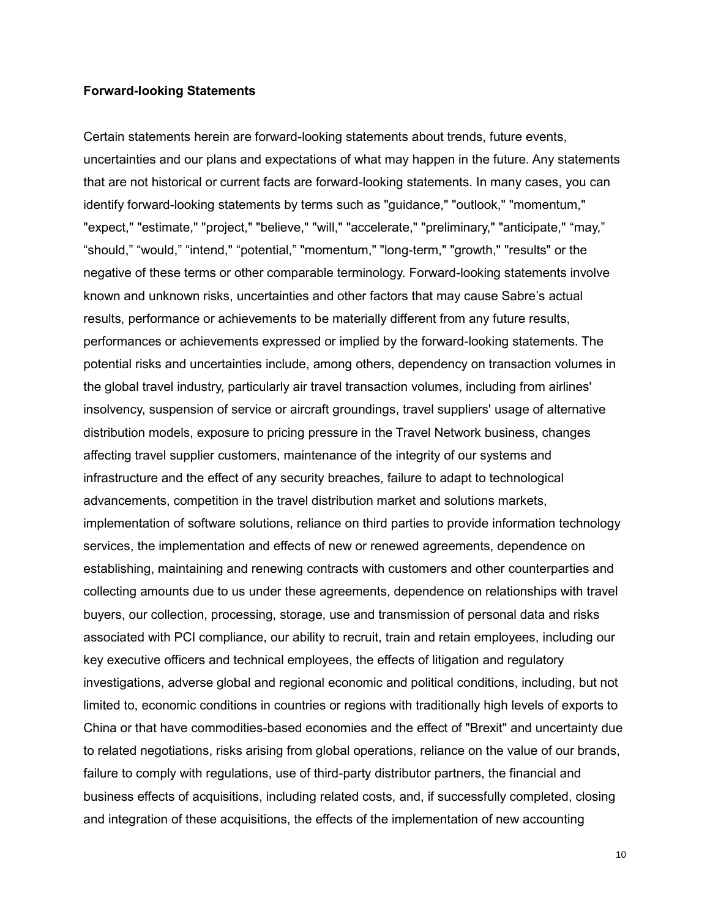**Forward-looking Statements**

Certain statements herein are forward-looking statements about trends, future events, uncertainties and our plans and expectations of what may happen in the future. Any statements that are not historical or current facts are forward-looking statements. In many cases, you can identify forward-looking statements by terms such as "guidance," "outlook," "momentum," "expect," "estimate," "project," "believe," "will," "accelerate," "preliminary," "anticipate," “may,” “should,” “would,” “intend," “potential,” "momentum," "long-term," "growth," "results" or the negative of these terms or other comparable terminology. Forward-looking statements involve known and unknown risks, uncertainties and other factors that may cause Sabre’s actual results, performance or achievements to be materially different from any future results, performances or achievements expressed or implied by the forward-looking statements. The potential risks and uncertainties include, among others, dependency on transaction volumes in the global travel industry, particularly air travel transaction volumes, including from airlines' insolvency, suspension of service or aircraft groundings, travel suppliers' usage of alternative distribution models, exposure to pricing pressure in the Travel Network business, changes affecting travel supplier customers, maintenance of the integrity of our systems and infrastructure and the effect of any security breaches, failure to adapt to technological advancements, competition in the travel distribution market and solutions markets, implementation of software solutions, reliance on third parties to provide information technology services, the implementation and effects of new or renewed agreements, dependence on establishing, maintaining and renewing contracts with customers and other counterparties and collecting amounts due to us under these agreements, dependence on relationships with travel buyers, our collection, processing, storage, use and transmission of personal data and risks associated with PCI compliance, our ability to recruit, train and retain employees, including our key executive officers and technical employees, the effects of litigation and regulatory investigations, adverse global and regional economic and political conditions, including, but not limited to, economic conditions in countries or regions with traditionally high levels of exports to China or that have commodities-based economies and the effect of "Brexit" and uncertainty due to related negotiations, risks arising from global operations, reliance on the value of our brands, failure to comply with regulations, use of third-party distributor partners, the financial and business effects of acquisitions, including related costs, and, if successfully completed, closing and integration of these acquisitions, the effects of the implementation of new accounting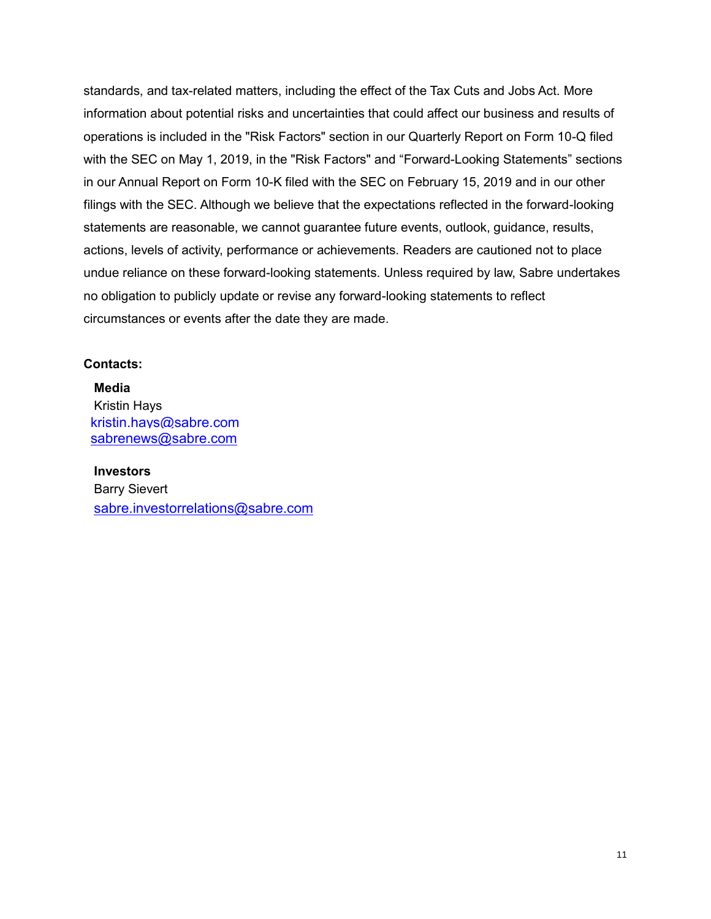standards, and tax-related matters, including the effect of the Tax Cuts and Jobs Act. More information about potential risks and uncertainties that could affect our business and results of operations is included in the "Risk Factors" section in our Quarterly Report on Form 10-Q filed with the SEC on May 1, 2019, in the "Risk Factors" and "Forward-Looking Statements" sections in our Annual Report on Form 10-K filed with the SEC on February 15, 2019 and in our other filings with the SEC. Although we believe that the expectations reflected in the forward-looking statements are reasonable, we cannot guarantee future events, outlook, guidance, results, actions, levels of activity, performance or achievements. Readers are cautioned not to place undue reliance on these forward-looking statements. Unless required by law, Sabre undertakes no obligation to publicly update or revise any forward-looking statements to reflect circumstances or events after the date they are made.

**Contacts:**

**Media**
Kristin Hays
kristin.hays@sabre.com
sabrenews@sabre.com

**Investors**
Barry Sievert
sabre.investorrelations@sabre.com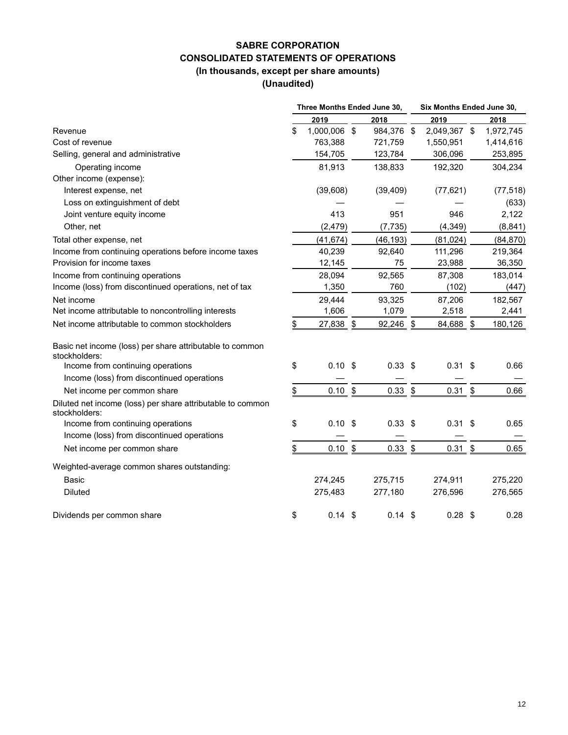# SABRE CORPORATION
## CONSOLIDATED STATEMENTS OF OPERATIONS
### (In thousands, except per share amounts)
### (Unaudited)

| | Three Months Ended June 30, | | Six Months Ended June 30, | |
|---|---|---|---|---|
| | 2019 | 2018 | 2019 | 2018 |
| Revenue | $ 1,000,006 | $ 984,376 | $ 2,049,367 | $ 1,972,745 |
| Cost of revenue | 763,388 | 721,759 | 1,550,951 | 1,414,616 |
| Selling, general and administrative | 154,705 | 123,784 | 306,096 | 253,895 |
| Operating income | 81,913 | 138,833 | 192,320 | 304,234 |
| Other income (expense): | | | | |
| Interest expense, net | (39,608) | (39,409) | (77,621) | (77,518) |
| Loss on extinguishment of debt | — | — | — | (633) |
| Joint venture equity income | 413 | 951 | 946 | 2,122 |
| Other, net | (2,479) | (7,735) | (4,349) | (8,841) |
| Total other expense, net | (41,674) | (46,193) | (81,024) | (84,870) |
| Income from continuing operations before income taxes | 40,239 | 92,640 | 111,296 | 219,364 |
| Provision for income taxes | 12,145 | 75 | 23,988 | 36,350 |
| Income from continuing operations | 28,094 | 92,565 | 87,308 | 183,014 |
| Income (loss) from discontinued operations, net of tax | 1,350 | 760 | (102) | (447) |
| Net income | 29,444 | 93,325 | 87,206 | 182,567 |
| Net income attributable to noncontrolling interests | 1,606 | 1,079 | 2,518 | 2,441 |
| Net income attributable to common stockholders | $ 27,838 | $ 92,246 | $ 84,688 | $ 180,126 |
| Basic net income (loss) per share attributable to common stockholders: | | | | |
| Income from continuing operations | $ 0.10 | $ 0.33 | $ 0.31 | $ 0.66 |
| Income (loss) from discontinued operations | — | — | — | — |
| Net income per common share | $ 0.10 | $ 0.33 | $ 0.31 | $ 0.66 |
| Diluted net income (loss) per share attributable to common stockholders: | | | | |
| Income from continuing operations | $ 0.10 | $ 0.33 | $ 0.31 | $ 0.65 |
| Income (loss) from discontinued operations | — | — | — | — |
| Net income per common share | $ 0.10 | $ 0.33 | $ 0.31 | $ 0.65 |
| Weighted-average common shares outstanding: | | | | |
| Basic | 274,245 | 275,715 | 274,911 | 275,220 |
| Diluted | 275,483 | 277,180 | 276,596 | 276,565 |
| Dividends per common share | $ 0.14 | $ 0.14 | $ 0.28 | $ 0.28 |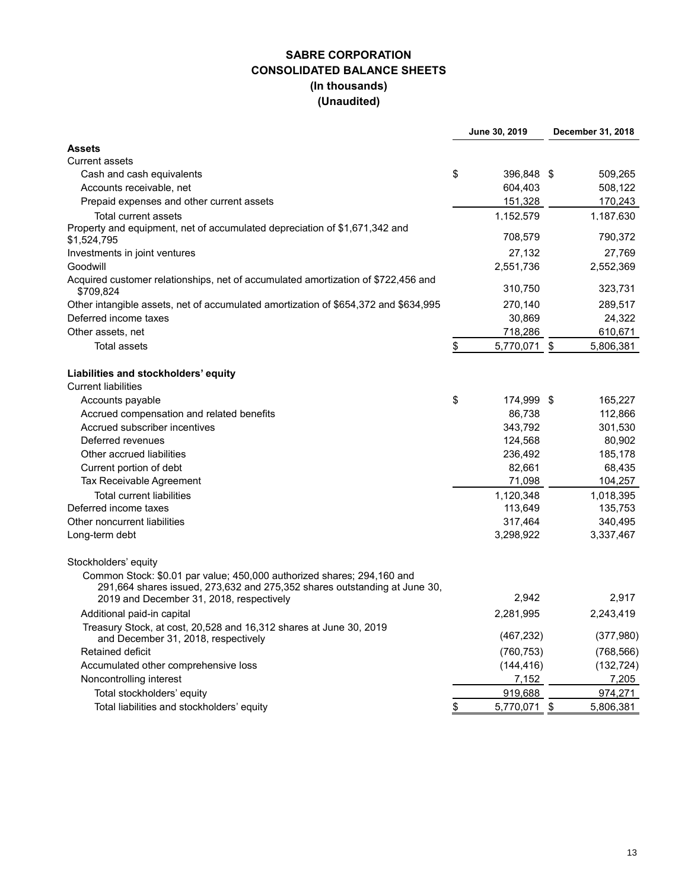# SABRE CORPORATION
## CONSOLIDATED BALANCE SHEETS
### (In thousands)
### (Unaudited)

| | June 30, 2019 | December 31, 2018 |
|---|---|---|
| **Assets** | | |
| Current assets | | |
| Cash and cash equivalents | $ 396,848 | $ 509,265 |
| Accounts receivable, net | 604,403 | 508,122 |
| Prepaid expenses and other current assets | 151,328 | 170,243 |
| Total current assets | 1,152,579 | 1,187,630 |
| Property and equipment, net of accumulated depreciation of $1,671,342 and $1,524,795 | 708,579 | 790,372 |
| Investments in joint ventures | 27,132 | 27,769 |
| Goodwill | 2,551,736 | 2,552,369 |
| Acquired customer relationships, net of accumulated amortization of $722,456 and $709,824 | 310,750 | 323,731 |
| Other intangible assets, net of accumulated amortization of $654,372 and $634,995 | 270,140 | 289,517 |
| Deferred income taxes | 30,869 | 24,322 |
| Other assets, net | 718,286 | 610,671 |
| Total assets | $ 5,770,071 | $ 5,806,381 |
| **Liabilities and stockholders' equity** | | |
| Current liabilities | | |
| Accounts payable | $ 174,999 | $ 165,227 |
| Accrued compensation and related benefits | 86,738 | 112,866 |
| Accrued subscriber incentives | 343,792 | 301,530 |
| Deferred revenues | 124,568 | 80,902 |
| Other accrued liabilities | 236,492 | 185,178 |
| Current portion of debt | 82,661 | 68,435 |
| Tax Receivable Agreement | 71,098 | 104,257 |
| Total current liabilities | 1,120,348 | 1,018,395 |
| Deferred income taxes | 113,649 | 135,753 |
| Other noncurrent liabilities | 317,464 | 340,495 |
| Long-term debt | 3,298,922 | 3,337,467 |
| Stockholders' equity | | |
| Common Stock: $0.01 par value; 450,000 authorized shares; 294,160 and 291,664 shares issued, 273,632 and 275,352 shares outstanding at June 30, 2019 and December 31, 2018, respectively | 2,942 | 2,917 |
| Additional paid-in capital | 2,281,995 | 2,243,419 |
| Treasury Stock, at cost, 20,528 and 16,312 shares at June 30, 2019 and December 31, 2018, respectively | (467,232) | (377,980) |
| Retained deficit | (760,753) | (768,566) |
| Accumulated other comprehensive loss | (144,416) | (132,724) |
| Noncontrolling interest | 7,152 | 7,205 |
| Total stockholders' equity | 919,688 | 974,271 |
| Total liabilities and stockholders' equity | $ 5,770,071 | $ 5,806,381 |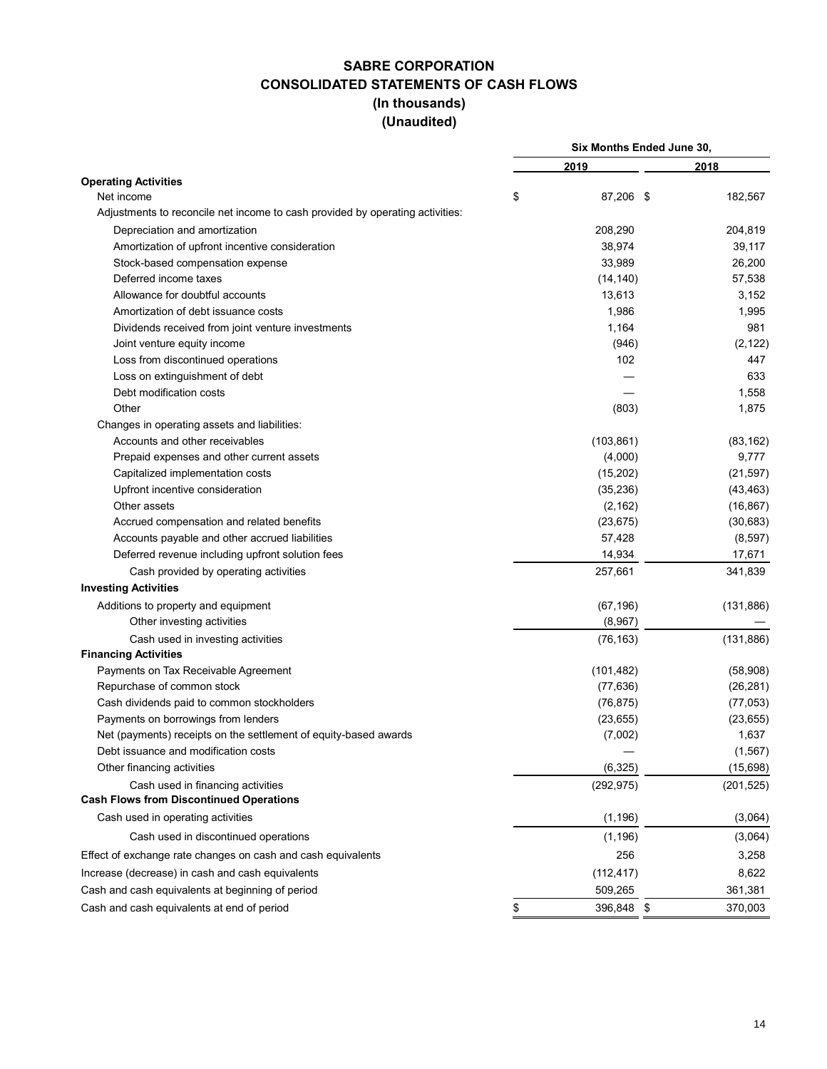# SABRE CORPORATION
## CONSOLIDATED STATEMENTS OF CASH FLOWS
### (In thousands)
### (Unaudited)

| | Six Months Ended June 30, | |
|---|---|---|
| | 2019 | 2018 |
| **Operating Activities** | | |
| Net income | $ 87,206 | $ 182,567 |
| Adjustments to reconcile net income to cash provided by operating activities: | | |
| Depreciation and amortization | 208,290 | 204,819 |
| Amortization of upfront incentive consideration | 38,974 | 39,117 |
| Stock-based compensation expense | 33,989 | 26,200 |
| Deferred income taxes | (14,140) | 57,538 |
| Allowance for doubtful accounts | 13,613 | 3,152 |
| Amortization of debt issuance costs | 1,986 | 1,995 |
| Dividends received from joint venture investments | 1,164 | 981 |
| Joint venture equity income | (946) | (2,122) |
| Loss from discontinued operations | 102 | 447 |
| Loss on extinguishment of debt | — | 633 |
| Debt modification costs | — | 1,558 |
| Other | (803) | 1,875 |
| Changes in operating assets and liabilities: | | |
| Accounts and other receivables | (103,861) | (83,162) |
| Prepaid expenses and other current assets | (4,000) | 9,777 |
| Capitalized implementation costs | (15,202) | (21,597) |
| Upfront incentive consideration | (35,236) | (43,463) |
| Other assets | (2,162) | (16,867) |
| Accrued compensation and related benefits | (23,675) | (30,683) |
| Accounts payable and other accrued liabilities | 57,428 | (8,597) |
| Deferred revenue including upfront solution fees | 14,934 | 17,671 |
| Cash provided by operating activities | 257,661 | 341,839 |
| **Investing Activities** | | |
| Additions to property and equipment | (67,196) | (131,886) |
| Other investing activities | (8,967) | — |
| Cash used in investing activities | (76,163) | (131,886) |
| **Financing Activities** | | |
| Payments on Tax Receivable Agreement | (101,482) | (58,908) |
| Repurchase of common stock | (77,636) | (26,281) |
| Cash dividends paid to common stockholders | (76,875) | (77,053) |
| Payments on borrowings from lenders | (23,655) | (23,655) |
| Net (payments) receipts on the settlement of equity-based awards | (7,002) | 1,637 |
| Debt issuance and modification costs | — | (1,567) |
| Other financing activities | (6,325) | (15,698) |
| Cash used in financing activities | (292,975) | (201,525) |
| **Cash Flows from Discontinued Operations** | | |
| Cash used in operating activities | (1,196) | (3,064) |
| Cash used in discontinued operations | (1,196) | (3,064) |
| Effect of exchange rate changes on cash and cash equivalents | 256 | 3,258 |
| Increase (decrease) in cash and cash equivalents | (112,417) | 8,622 |
| Cash and cash equivalents at beginning of period | 509,265 | 361,381 |
| Cash and cash equivalents at end of period | $ 396,848 | $ 370,003 |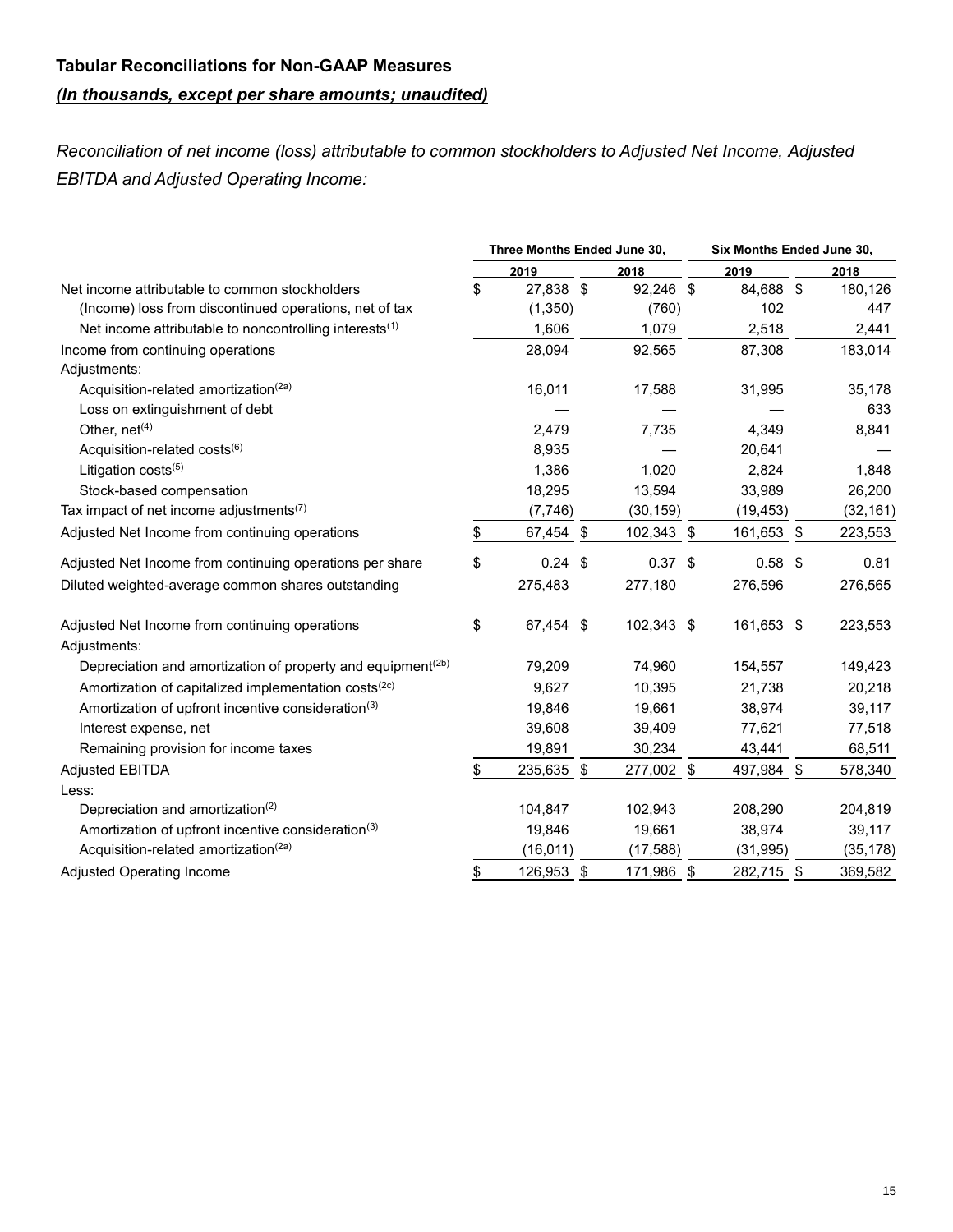## Tabular Reconciliations for Non-GAAP Measures

***(In thousands, except per share amounts; unaudited)***

*Reconciliation of net income (loss) attributable to common stockholders to Adjusted Net Income, Adjusted EBITDA and Adjusted Operating Income:*

| | Three Months Ended June 30, | | Six Months Ended June 30, | |
|---|---|---|---|---|
| | 2019 | 2018 | 2019 | 2018 |
| Net income attributable to common stockholders | $ 27,838 | $ 92,246 | $ 84,688 | $ 180,126 |
| (Income) loss from discontinued operations, net of tax | (1,350) | (760) | 102 | 447 |
| Net income attributable to noncontrolling interests[(1)] | 1,606 | 1,079 | 2,518 | 2,441 |
| Income from continuing operations | 28,094 | 92,565 | 87,308 | 183,014 |
| Adjustments: | | | | |
| Acquisition-related amortization[(2a)] | 16,011 | 17,588 | 31,995 | 35,178 |
| Loss on extinguishment of debt | — | — | — | 633 |
| Other, net[(4)] | 2,479 | 7,735 | 4,349 | 8,841 |
| Acquisition-related costs[(6)] | 8,935 | — | 20,641 | — |
| Litigation costs[(5)] | 1,386 | 1,020 | 2,824 | 1,848 |
| Stock-based compensation | 18,295 | 13,594 | 33,989 | 26,200 |
| Tax impact of net income adjustments[(7)] | (7,746) | (30,159) | (19,453) | (32,161) |
| Adjusted Net Income from continuing operations | $ 67,454 | $ 102,343 | $ 161,653 | $ 223,553 |
| Adjusted Net Income from continuing operations per share | $ 0.24 | $ 0.37 | $ 0.58 | $ 0.81 |
| Diluted weighted-average common shares outstanding | 275,483 | 277,180 | 276,596 | 276,565 |
| Adjusted Net Income from continuing operations | $ 67,454 | $ 102,343 | $ 161,653 | $ 223,553 |
| Adjustments: | | | | |
| Depreciation and amortization of property and equipment[(2b)] | 79,209 | 74,960 | 154,557 | 149,423 |
| Amortization of capitalized implementation costs[(2c)] | 9,627 | 10,395 | 21,738 | 20,218 |
| Amortization of upfront incentive consideration[(3)] | 19,846 | 19,661 | 38,974 | 39,117 |
| Interest expense, net | 39,608 | 39,409 | 77,621 | 77,518 |
| Remaining provision for income taxes | 19,891 | 30,234 | 43,441 | 68,511 |
| Adjusted EBITDA | $ 235,635 | $ 277,002 | $ 497,984 | $ 578,340 |
| Less: | | | | |
| Depreciation and amortization[(2)] | 104,847 | 102,943 | 208,290 | 204,819 |
| Amortization of upfront incentive consideration[(3)] | 19,846 | 19,661 | 38,974 | 39,117 |
| Acquisition-related amortization[(2a)] | (16,011) | (17,588) | (31,995) | (35,178) |
| Adjusted Operating Income | $ 126,953 | $ 171,986 | $ 282,715 | $ 369,582 |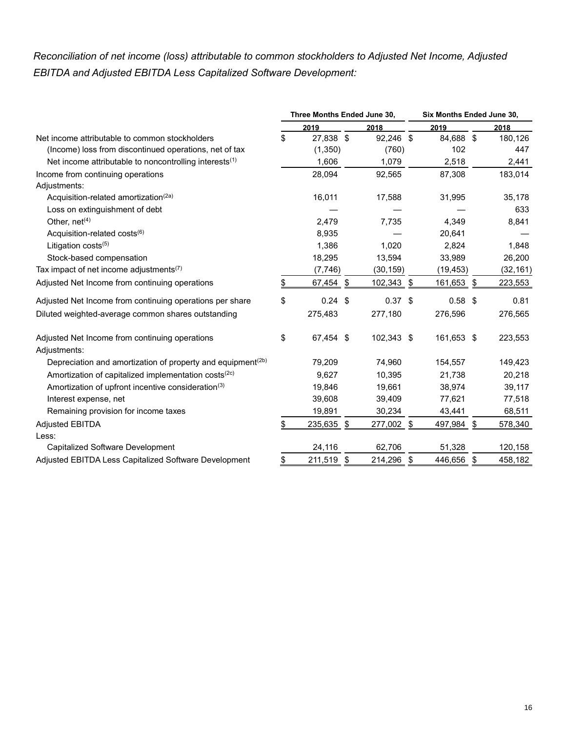*Reconciliation of net income (loss) attributable to common stockholders to Adjusted Net Income, Adjusted EBITDA and Adjusted EBITDA Less Capitalized Software Development:*

| | Three Months Ended June 30, | | Six Months Ended June 30, | |
|---|---|---|---|---|
| | 2019 | 2018 | 2019 | 2018 |
| Net income attributable to common stockholders | $ 27,838 | $ 92,246 | $ 84,688 | $ 180,126 |
| (Income) loss from discontinued operations, net of tax | (1,350) | (760) | 102 | 447 |
| Net income attributable to noncontrolling interests[(1)] | 1,606 | 1,079 | 2,518 | 2,441 |
| Income from continuing operations | 28,094 | 92,565 | 87,308 | 183,014 |
| Adjustments: | | | | |
| Acquisition-related amortization[(2a)] | 16,011 | 17,588 | 31,995 | 35,178 |
| Loss on extinguishment of debt | — | — | — | 633 |
| Other, net[(4)] | 2,479 | 7,735 | 4,349 | 8,841 |
| Acquisition-related costs[(6)] | 8,935 | — | 20,641 | — |
| Litigation costs[(5)] | 1,386 | 1,020 | 2,824 | 1,848 |
| Stock-based compensation | 18,295 | 13,594 | 33,989 | 26,200 |
| Tax impact of net income adjustments[(7)] | (7,746) | (30,159) | (19,453) | (32,161) |
| Adjusted Net Income from continuing operations | $ 67,454 | $ 102,343 | $ 161,653 | $ 223,553 |
| Adjusted Net Income from continuing operations per share | $ 0.24 | $ 0.37 | $ 0.58 | $ 0.81 |
| Diluted weighted-average common shares outstanding | 275,483 | 277,180 | 276,596 | 276,565 |
| Adjusted Net Income from continuing operations | $ 67,454 | $ 102,343 | $ 161,653 | $ 223,553 |
| Adjustments: | | | | |
| Depreciation and amortization of property and equipment[(2b)] | 79,209 | 74,960 | 154,557 | 149,423 |
| Amortization of capitalized implementation costs[(2c)] | 9,627 | 10,395 | 21,738 | 20,218 |
| Amortization of upfront incentive consideration[(3)] | 19,846 | 19,661 | 38,974 | 39,117 |
| Interest expense, net | 39,608 | 39,409 | 77,621 | 77,518 |
| Remaining provision for income taxes | 19,891 | 30,234 | 43,441 | 68,511 |
| Adjusted EBITDA | $ 235,635 | $ 277,002 | $ 497,984 | $ 578,340 |
| Less: | | | | |
| Capitalized Software Development | 24,116 | 62,706 | 51,328 | 120,158 |
| Adjusted EBITDA Less Capitalized Software Development | $ 211,519 | $ 214,296 | $ 446,656 | $ 458,182 |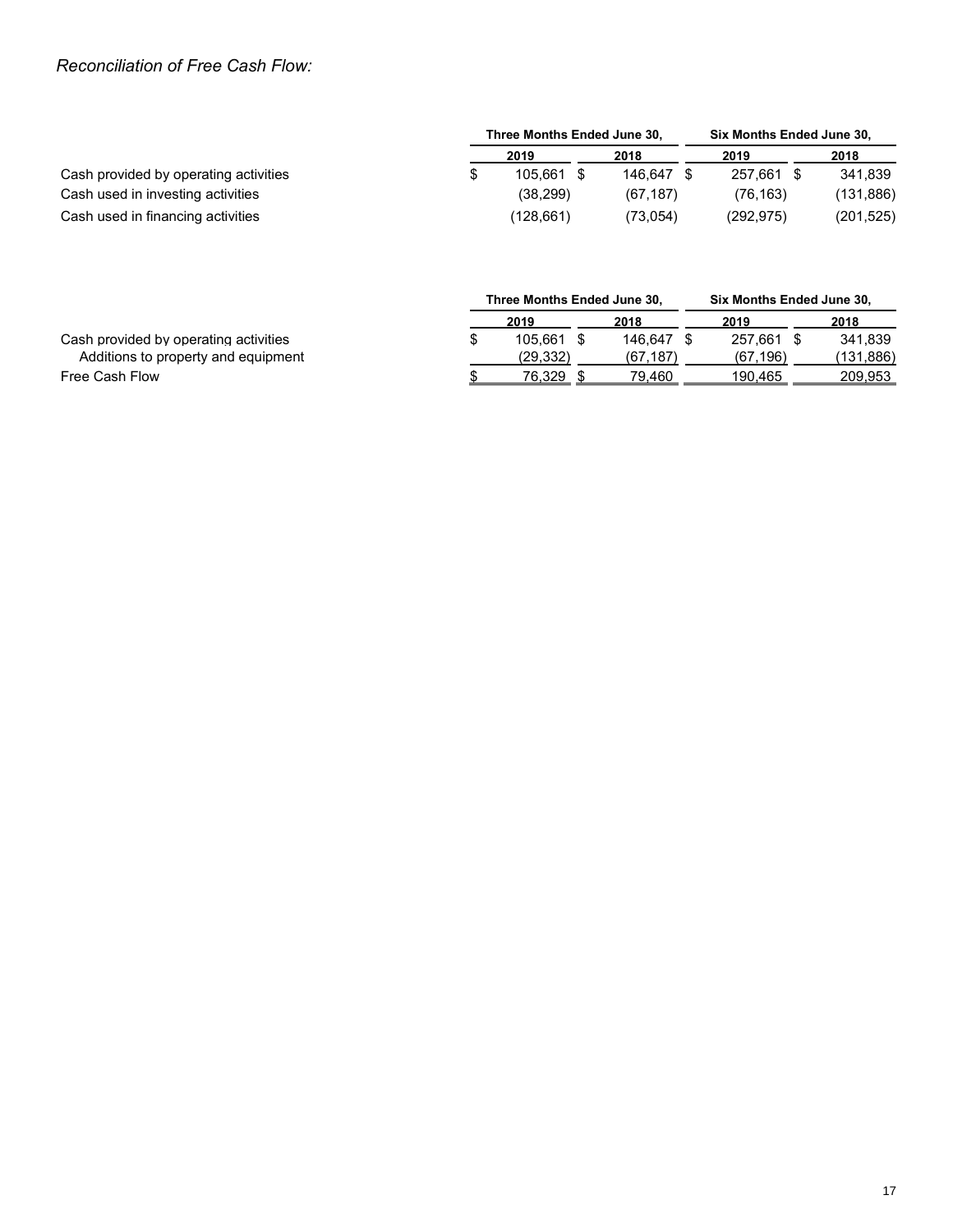*Reconciliation of Free Cash Flow:*

| | Three Months Ended June 30, | | Six Months Ended June 30, | |
|---|---|---|---|---|
| | 2019 | 2018 | 2019 | 2018 |
| Cash provided by operating activities | $ 105,661 | $ 146,647 | $ 257,661 | $ 341,839 |
| Cash used in investing activities | (38,299) | (67,187) | (76,163) | (131,886) |
| Cash used in financing activities | (128,661) | (73,054) | (292,975) | (201,525) |

| | Three Months Ended June 30, | | Six Months Ended June 30, | |
|---|---|---|---|---|
| | 2019 | 2018 | 2019 | 2018 |
| Cash provided by operating activities | $ 105,661 | $ 146,647 | $ 257,661 | $ 341,839 |
| Additions to property and equipment | (29,332) | (67,187) | (67,196) | (131,886) |
| Free Cash Flow | $ 76,329 | $ 79,460 | 190,465 | 209,953 |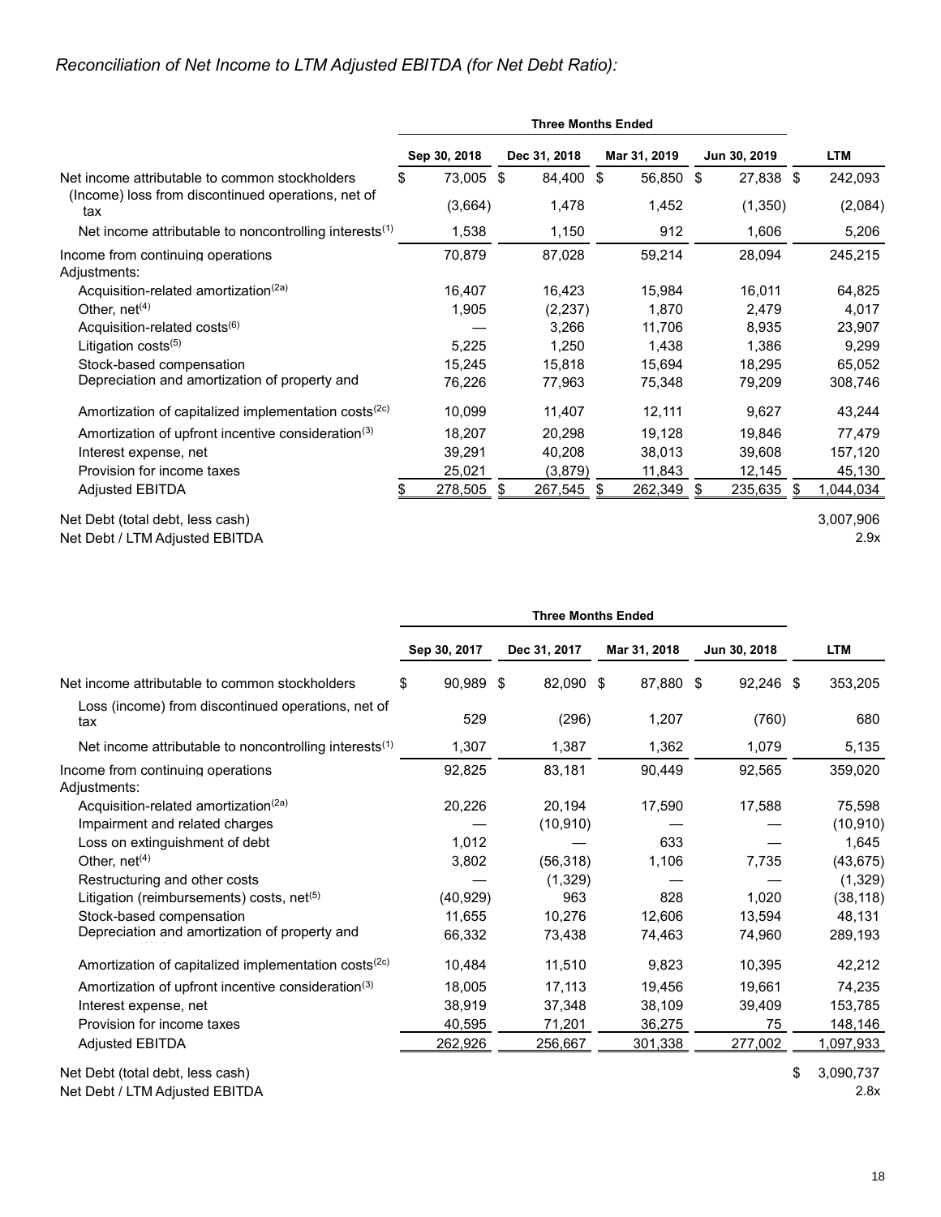*Reconciliation of Net Income to LTM Adjusted EBITDA (for Net Debt Ratio):*

| | Three Months Ended | | | | |
|---|---|---|---|---|---|
| | Sep 30, 2018 | Dec 31, 2018 | Mar 31, 2019 | Jun 30, 2019 | LTM |
| Net income attributable to common stockholders | $ 73,005 | $ 84,400 | $ 56,850 | $ 27,838 | $ 242,093 |
| (Income) loss from discontinued operations, net of tax | (3,664) | 1,478 | 1,452 | (1,350) | (2,084) |
| Net income attributable to noncontrolling interests[1] | 1,538 | 1,150 | 912 | 1,606 | 5,206 |
| Income from continuing operations | 70,879 | 87,028 | 59,214 | 28,094 | 245,215 |
| Adjustments: | | | | | |
| Acquisition-related amortization[2a] | 16,407 | 16,423 | 15,984 | 16,011 | 64,825 |
| Other, net[4] | 1,905 | (2,237) | 1,870 | 2,479 | 4,017 |
| Acquisition-related costs[6] | — | 3,266 | 11,706 | 8,935 | 23,907 |
| Litigation costs[5] | 5,225 | 1,250 | 1,438 | 1,386 | 9,299 |
| Stock-based compensation | 15,245 | 15,818 | 15,694 | 18,295 | 65,052 |
| Depreciation and amortization of property and equipment[2b] | 76,226 | 77,963 | 75,348 | 79,209 | 308,746 |
| Amortization of capitalized implementation costs[2c] | 10,099 | 11,407 | 12,111 | 9,627 | 43,244 |
| Amortization of upfront incentive consideration[3] | 18,207 | 20,298 | 19,128 | 19,846 | 77,479 |
| Interest expense, net | 39,291 | 40,208 | 38,013 | 39,608 | 157,120 |
| Provision for income taxes | 25,021 | (3,879) | 11,843 | 12,145 | 45,130 |
| Adjusted EBITDA | $ 278,505 | $ 267,545 | $ 262,349 | $ 235,635 | $ 1,044,034 |
| Net Debt (total debt, less cash) | | | | | 3,007,906 |
| Net Debt / LTM Adjusted EBITDA | | | | | 2.9x |

| | Three Months Ended | | | | |
|---|---|---|---|---|---|
| | Sep 30, 2017 | Dec 31, 2017 | Mar 31, 2018 | Jun 30, 2018 | LTM |
| Net income attributable to common stockholders | $ 90,989 | $ 82,090 | $ 87,880 | $ 92,246 | $ 353,205 |
| Loss (income) from discontinued operations, net of tax | 529 | (296) | 1,207 | (760) | 680 |
| Net income attributable to noncontrolling interests[1] | 1,307 | 1,387 | 1,362 | 1,079 | 5,135 |
| Income from continuing operations | 92,825 | 83,181 | 90,449 | 92,565 | 359,020 |
| Adjustments: | | | | | |
| Acquisition-related amortization[2a] | 20,226 | 20,194 | 17,590 | 17,588 | 75,598 |
| Impairment and related charges | — | (10,910) | — | — | (10,910) |
| Loss on extinguishment of debt | 1,012 | — | 633 | — | 1,645 |
| Other, net[4] | 3,802 | (56,318) | 1,106 | 7,735 | (43,675) |
| Restructuring and other costs | — | (1,329) | — | — | (1,329) |
| Litigation (reimbursements) costs, net[5] | (40,929) | 963 | 828 | 1,020 | (38,118) |
| Stock-based compensation | 11,655 | 10,276 | 12,606 | 13,594 | 48,131 |
| Depreciation and amortization of property and equipment[2b] | 66,332 | 73,438 | 74,463 | 74,960 | 289,193 |
| Amortization of capitalized implementation costs[2c] | 10,484 | 11,510 | 9,823 | 10,395 | 42,212 |
| Amortization of upfront incentive consideration[3] | 18,005 | 17,113 | 19,456 | 19,661 | 74,235 |
| Interest expense, net | 38,919 | 37,348 | 38,109 | 39,409 | 153,785 |
| Provision for income taxes | 40,595 | 71,201 | 36,275 | 75 | 148,146 |
| Adjusted EBITDA | 262,926 | 256,667 | 301,338 | 277,002 | 1,097,933 |
| Net Debt (total debt, less cash) | | | | | $ 3,090,737 |
| Net Debt / LTM Adjusted EBITDA | | | | | 2.8x |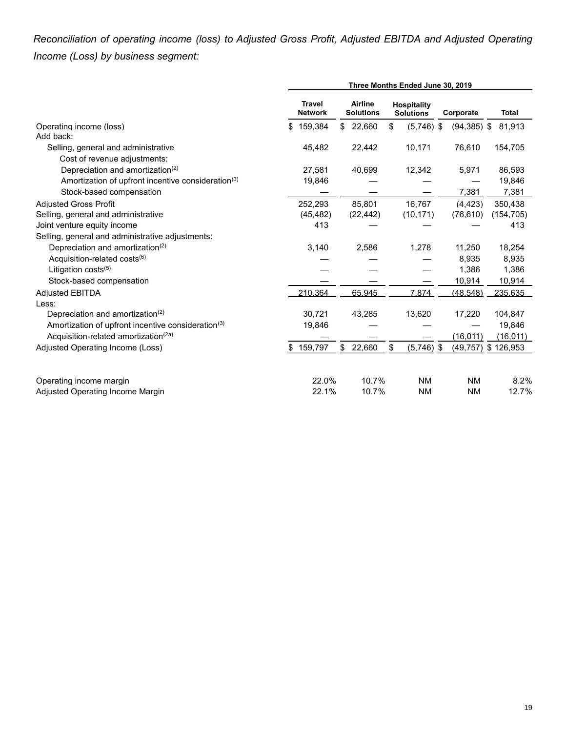*Reconciliation of operating income (loss) to Adjusted Gross Profit, Adjusted EBITDA and Adjusted Operating Income (Loss) by business segment:*

| | Three Months Ended June 30, 2019 | | | | |
|---|---|---|---|---|---|
| | Travel Network | Airline Solutions | Hospitality Solutions | Corporate | Total |
| Operating income (loss) | $ 159,384 | $ 22,660 | $ (5,746) | $ (94,385) | $ 81,913 |
| Add back: | | | | | |
| Selling, general and administrative | 45,482 | 22,442 | 10,171 | 76,610 | 154,705 |
| Cost of revenue adjustments: | | | | | |
| Depreciation and amortization[(2)] | 27,581 | 40,699 | 12,342 | 5,971 | 86,593 |
| Amortization of upfront incentive consideration[(3)] | 19,846 | — | — | — | 19,846 |
| Stock-based compensation | — | — | — | 7,381 | 7,381 |
| Adjusted Gross Profit | 252,293 | 85,801 | 16,767 | (4,423) | 350,438 |
| Selling, general and administrative | (45,482) | (22,442) | (10,171) | (76,610) | (154,705) |
| Joint venture equity income | 413 | — | — | — | 413 |
| Selling, general and administrative adjustments: | | | | | |
| Depreciation and amortization[(2)] | 3,140 | 2,586 | 1,278 | 11,250 | 18,254 |
| Acquisition-related costs[(6)] | — | — | — | 8,935 | 8,935 |
| Litigation costs[(5)] | — | — | — | 1,386 | 1,386 |
| Stock-based compensation | — | — | — | 10,914 | 10,914 |
| Adjusted EBITDA | 210,364 | 65,945 | 7,874 | (48,548) | 235,635 |
| Less: | | | | | |
| Depreciation and amortization[(2)] | 30,721 | 43,285 | 13,620 | 17,220 | 104,847 |
| Amortization of upfront incentive consideration[(3)] | 19,846 | — | — | — | 19,846 |
| Acquisition-related amortization[(2a)] | — | — | — | (16,011) | (16,011) |
| Adjusted Operating Income (Loss) | $ 159,797 | $ 22,660 | $ (5,746) | $ (49,757) | $ 126,953 |
| | | | | | |
| Operating income margin | 22.0% | 10.7% | NM | NM | 8.2% |
| Adjusted Operating Income Margin | 22.1% | 10.7% | NM | NM | 12.7% |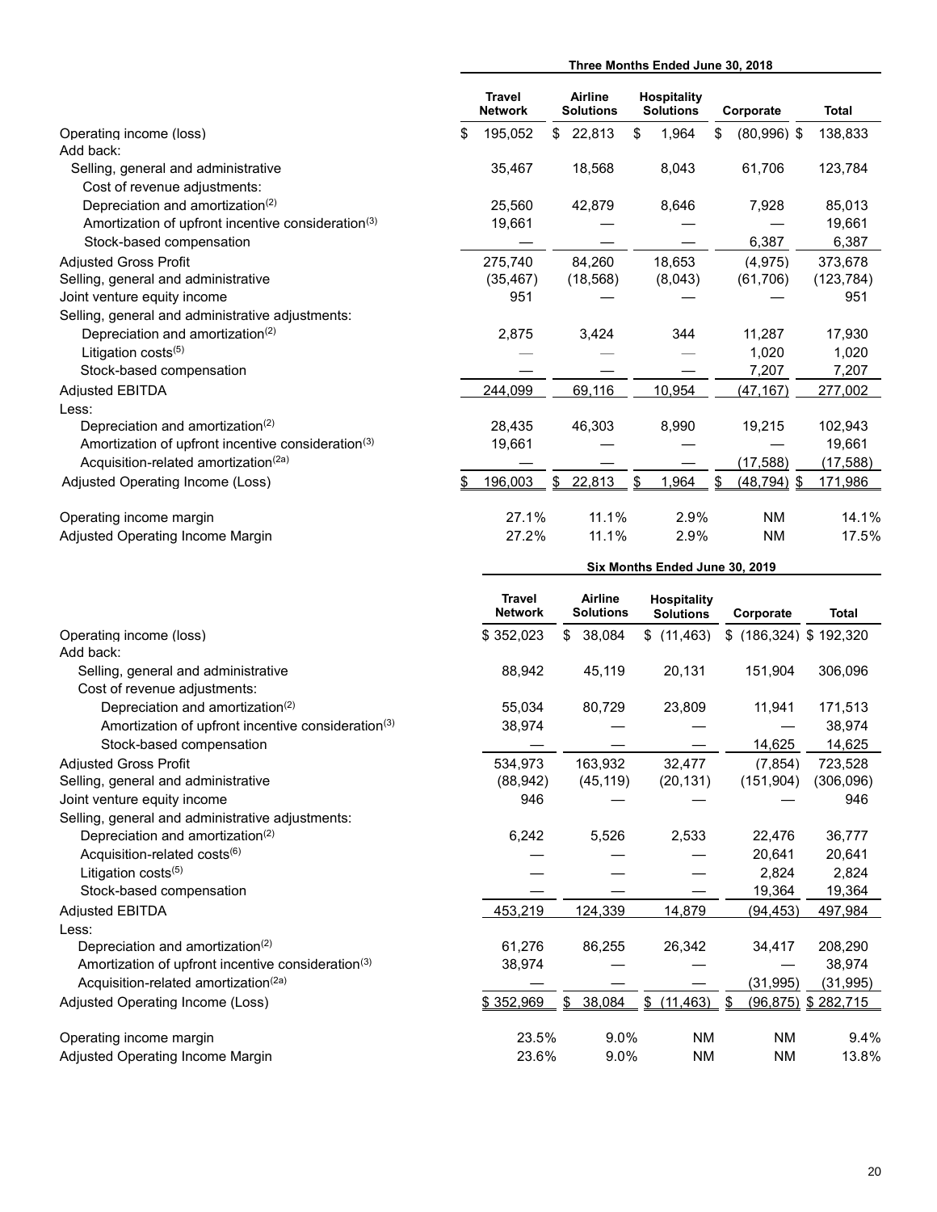| | Three Months Ended June 30, 2018 | | | | |
|---|---|---|---|---|---|
| | Travel Network | Airline Solutions | Hospitality Solutions | Corporate | Total |
| Operating income (loss) | $ 195,052 | $ 22,813 | $ 1,964 | $ (80,996) | $ 138,833 |
| Add back: | | | | | |
| Selling, general and administrative | 35,467 | 18,568 | 8,043 | 61,706 | 123,784 |
| Cost of revenue adjustments: | | | | | |
| Depreciation and amortization(2) | 25,560 | 42,879 | 8,646 | 7,928 | 85,013 |
| Amortization of upfront incentive consideration(3) | 19,661 | — | — | — | 19,661 |
| Stock-based compensation | — | — | — | 6,387 | 6,387 |
| Adjusted Gross Profit | 275,740 | 84,260 | 18,653 | (4,975) | 373,678 |
| Selling, general and administrative | (35,467) | (18,568) | (8,043) | (61,706) | (123,784) |
| Joint venture equity income | 951 | — | — | — | 951 |
| Selling, general and administrative adjustments: | | | | | |
| Depreciation and amortization(2) | 2,875 | 3,424 | 344 | 11,287 | 17,930 |
| Litigation costs(5) | — | — | — | 1,020 | 1,020 |
| Stock-based compensation | — | — | — | 7,207 | 7,207 |
| Adjusted EBITDA | 244,099 | 69,116 | 10,954 | (47,167) | 277,002 |
| Less: | | | | | |
| Depreciation and amortization(2) | 28,435 | 46,303 | 8,990 | 19,215 | 102,943 |
| Amortization of upfront incentive consideration(3) | 19,661 | — | — | — | 19,661 |
| Acquisition-related amortization(2a) | — | — | — | (17,588) | (17,588) |
| Adjusted Operating Income (Loss) | $ 196,003 | $ 22,813 | $ 1,964 | $ (48,794) | $ 171,986 |
| | | | | | |
| Operating income margin | 27.1% | 11.1% | 2.9% | NM | 14.1% |
| Adjusted Operating Income Margin | 27.2% | 11.1% | 2.9% | NM | 17.5% |

| | Six Months Ended June 30, 2019 | | | | |
|---|---|---|---|---|---|
| | Travel Network | Airline Solutions | Hospitality Solutions | Corporate | Total |
| Operating income (loss) | $ 352,023 | $ 38,084 | $ (11,463) | $ (186,324) | $ 192,320 |
| Add back: | | | | | |
| Selling, general and administrative | 88,942 | 45,119 | 20,131 | 151,904 | 306,096 |
| Cost of revenue adjustments: | | | | | |
| Depreciation and amortization(2) | 55,034 | 80,729 | 23,809 | 11,941 | 171,513 |
| Amortization of upfront incentive consideration(3) | 38,974 | — | — | — | 38,974 |
| Stock-based compensation | — | — | — | 14,625 | 14,625 |
| Adjusted Gross Profit | 534,973 | 163,932 | 32,477 | (7,854) | 723,528 |
| Selling, general and administrative | (88,942) | (45,119) | (20,131) | (151,904) | (306,096) |
| Joint venture equity income | 946 | — | — | — | 946 |
| Selling, general and administrative adjustments: | | | | | |
| Depreciation and amortization(2) | 6,242 | 5,526 | 2,533 | 22,476 | 36,777 |
| Acquisition-related costs(6) | — | — | — | 20,641 | 20,641 |
| Litigation costs(5) | — | — | — | 2,824 | 2,824 |
| Stock-based compensation | — | — | — | 19,364 | 19,364 |
| Adjusted EBITDA | 453,219 | 124,339 | 14,879 | (94,453) | 497,984 |
| Less: | | | | | |
| Depreciation and amortization(2) | 61,276 | 86,255 | 26,342 | 34,417 | 208,290 |
| Amortization of upfront incentive consideration(3) | 38,974 | — | — | — | 38,974 |
| Acquisition-related amortization(2a) | — | — | — | (31,995) | (31,995) |
| Adjusted Operating Income (Loss) | $ 352,969 | $ 38,084 | $ (11,463) | $ (96,875) | $ 282,715 |
| | | | | | |
| Operating income margin | 23.5% | 9.0% | NM | NM | 9.4% |
| Adjusted Operating Income Margin | 23.6% | 9.0% | NM | NM | 13.8% |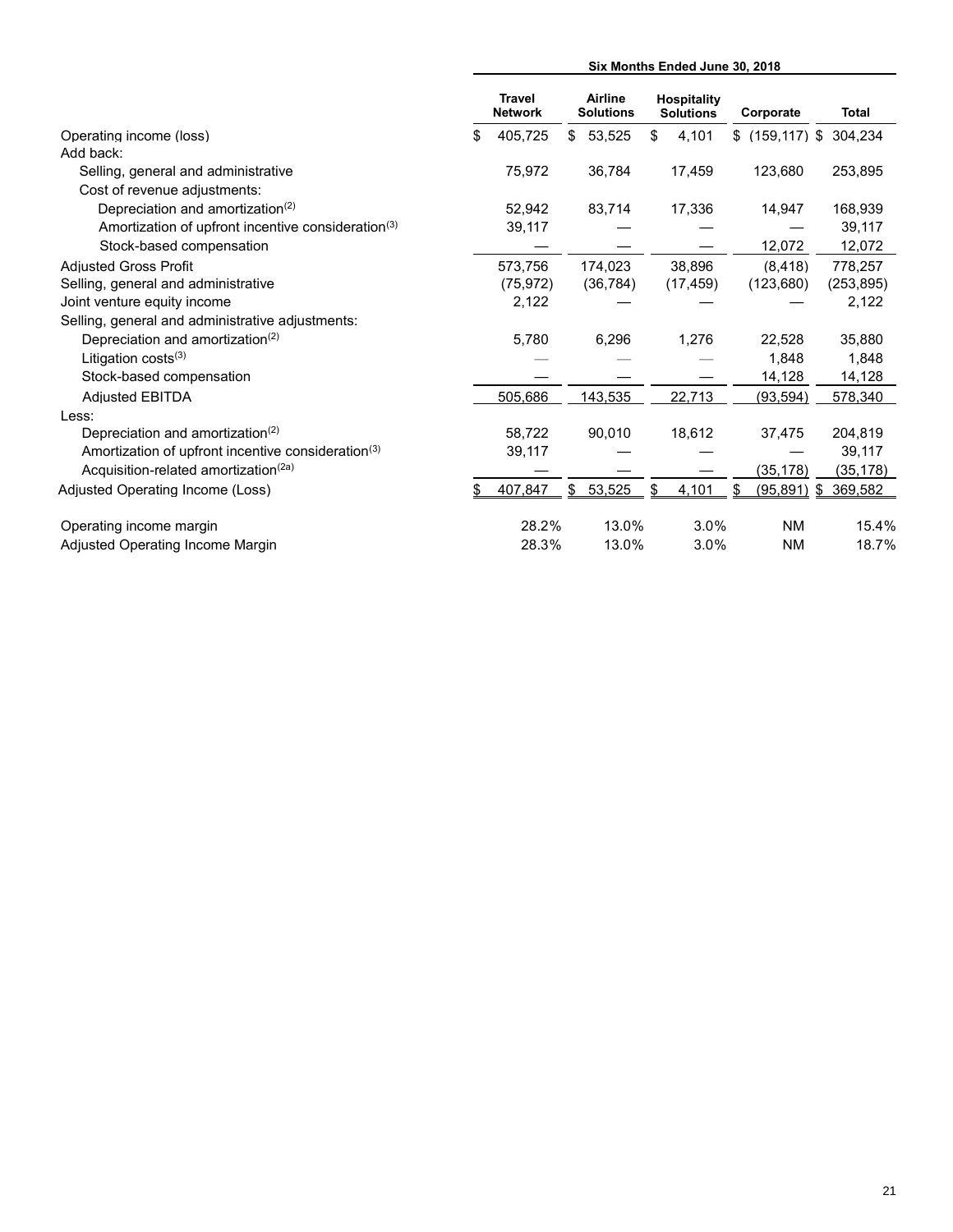| | Six Months Ended June 30, 2018 | | | | |
|---|---|---|---|---|---|
| | Travel Network | Airline Solutions | Hospitality Solutions | Corporate | Total |
| Operating income (loss) | $ 405,725 | $ 53,525 | $ 4,101 | $ (159,117) | $ 304,234 |
| Add back: | | | | | |
| Selling, general and administrative | 75,972 | 36,784 | 17,459 | 123,680 | 253,895 |
| Cost of revenue adjustments: | | | | | |
| Depreciation and amortization[(2)] | 52,942 | 83,714 | 17,336 | 14,947 | 168,939 |
| Amortization of upfront incentive consideration[(3)] | 39,117 | — | — | — | 39,117 |
| Stock-based compensation | — | — | — | 12,072 | 12,072 |
| Adjusted Gross Profit | 573,756 | 174,023 | 38,896 | (8,418) | 778,257 |
| Selling, general and administrative | (75,972) | (36,784) | (17,459) | (123,680) | (253,895) |
| Joint venture equity income | 2,122 | — | — | — | 2,122 |
| Selling, general and administrative adjustments: | | | | | |
| Depreciation and amortization[(2)] | 5,780 | 6,296 | 1,276 | 22,528 | 35,880 |
| Litigation costs[(3)] | — | — | — | 1,848 | 1,848 |
| Stock-based compensation | — | — | — | 14,128 | 14,128 |
| Adjusted EBITDA | 505,686 | 143,535 | 22,713 | (93,594) | 578,340 |
| Less: | | | | | |
| Depreciation and amortization[(2)] | 58,722 | 90,010 | 18,612 | 37,475 | 204,819 |
| Amortization of upfront incentive consideration[(3)] | 39,117 | — | — | — | 39,117 |
| Acquisition-related amortization[(2a)] | — | — | — | (35,178) | (35,178) |
| Adjusted Operating Income (Loss) | $ 407,847 | $ 53,525 | $ 4,101 | $ (95,891) | $ 369,582 |
| | | | | | |
| Operating income margin | 28.2% | 13.0% | 3.0% | NM | 15.4% |
| Adjusted Operating Income Margin | 28.3% | 13.0% | 3.0% | NM | 18.7% |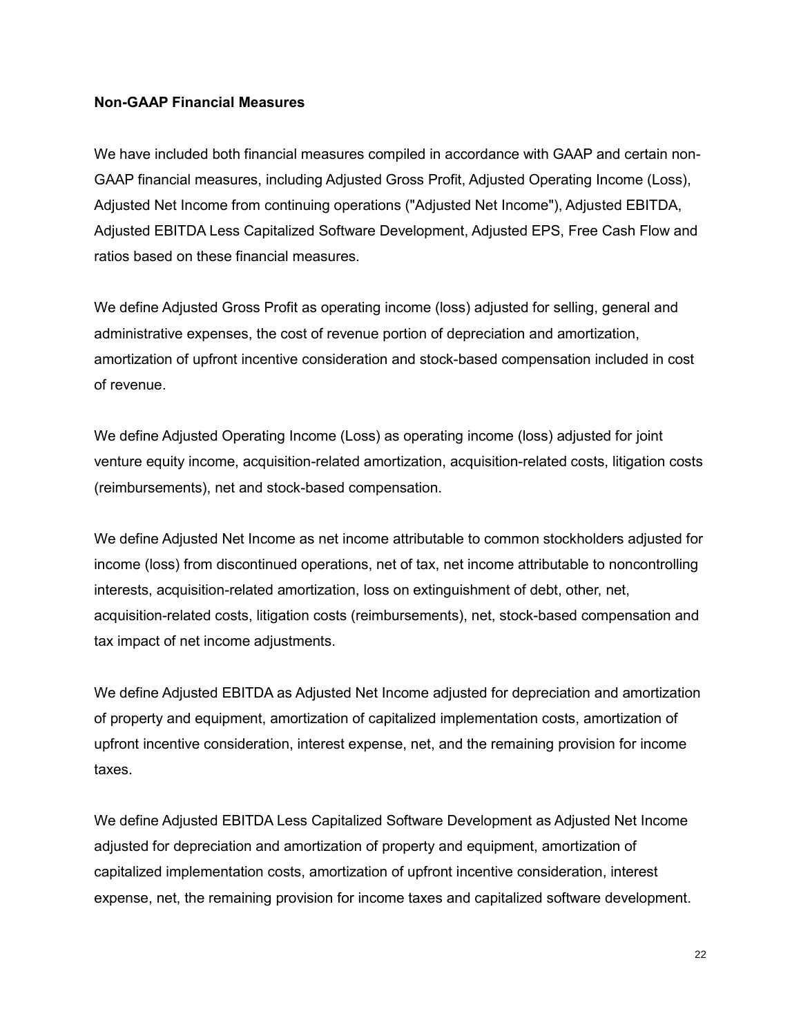**Non-GAAP Financial Measures**

We have included both financial measures compiled in accordance with GAAP and certain non-GAAP financial measures, including Adjusted Gross Profit, Adjusted Operating Income (Loss), Adjusted Net Income from continuing operations ("Adjusted Net Income"), Adjusted EBITDA, Adjusted EBITDA Less Capitalized Software Development, Adjusted EPS, Free Cash Flow and ratios based on these financial measures.

We define Adjusted Gross Profit as operating income (loss) adjusted for selling, general and administrative expenses, the cost of revenue portion of depreciation and amortization, amortization of upfront incentive consideration and stock-based compensation included in cost of revenue.

We define Adjusted Operating Income (Loss) as operating income (loss) adjusted for joint venture equity income, acquisition-related amortization, acquisition-related costs, litigation costs (reimbursements), net and stock-based compensation.

We define Adjusted Net Income as net income attributable to common stockholders adjusted for income (loss) from discontinued operations, net of tax, net income attributable to noncontrolling interests, acquisition-related amortization, loss on extinguishment of debt, other, net, acquisition-related costs, litigation costs (reimbursements), net, stock-based compensation and tax impact of net income adjustments.

We define Adjusted EBITDA as Adjusted Net Income adjusted for depreciation and amortization of property and equipment, amortization of capitalized implementation costs, amortization of upfront incentive consideration, interest expense, net, and the remaining provision for income taxes.

We define Adjusted EBITDA Less Capitalized Software Development as Adjusted Net Income adjusted for depreciation and amortization of property and equipment, amortization of capitalized implementation costs, amortization of upfront incentive consideration, interest expense, net, the remaining provision for income taxes and capitalized software development.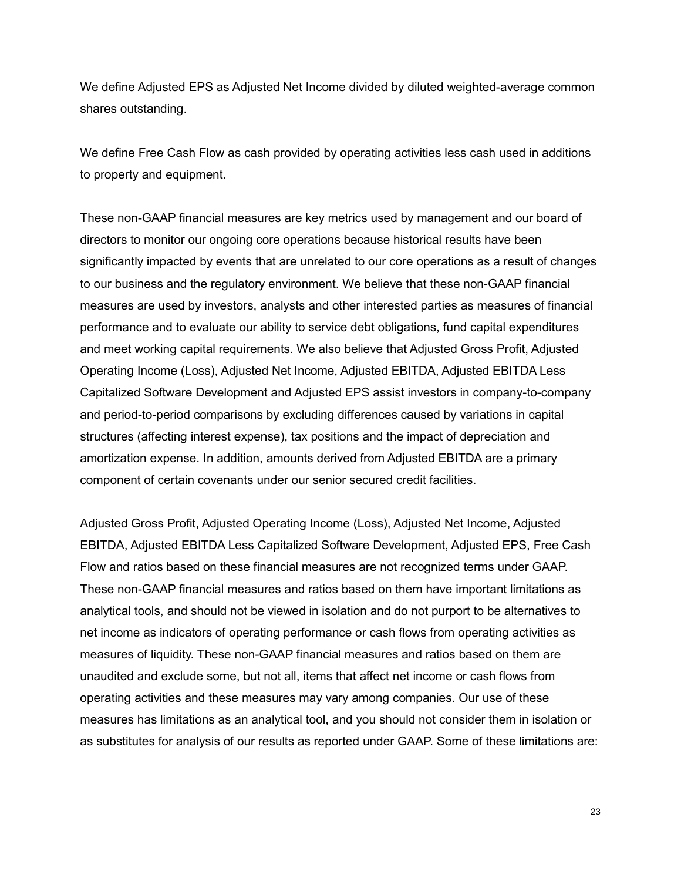We define Adjusted EPS as Adjusted Net Income divided by diluted weighted-average common shares outstanding.

We define Free Cash Flow as cash provided by operating activities less cash used in additions to property and equipment.

These non-GAAP financial measures are key metrics used by management and our board of directors to monitor our ongoing core operations because historical results have been significantly impacted by events that are unrelated to our core operations as a result of changes to our business and the regulatory environment. We believe that these non-GAAP financial measures are used by investors, analysts and other interested parties as measures of financial performance and to evaluate our ability to service debt obligations, fund capital expenditures and meet working capital requirements. We also believe that Adjusted Gross Profit, Adjusted Operating Income (Loss), Adjusted Net Income, Adjusted EBITDA, Adjusted EBITDA Less Capitalized Software Development and Adjusted EPS assist investors in company-to-company and period-to-period comparisons by excluding differences caused by variations in capital structures (affecting interest expense), tax positions and the impact of depreciation and amortization expense. In addition, amounts derived from Adjusted EBITDA are a primary component of certain covenants under our senior secured credit facilities.

Adjusted Gross Profit, Adjusted Operating Income (Loss), Adjusted Net Income, Adjusted EBITDA, Adjusted EBITDA Less Capitalized Software Development, Adjusted EPS, Free Cash Flow and ratios based on these financial measures are not recognized terms under GAAP. These non-GAAP financial measures and ratios based on them have important limitations as analytical tools, and should not be viewed in isolation and do not purport to be alternatives to net income as indicators of operating performance or cash flows from operating activities as measures of liquidity. These non-GAAP financial measures and ratios based on them are unaudited and exclude some, but not all, items that affect net income or cash flows from operating activities and these measures may vary among companies. Our use of these measures has limitations as an analytical tool, and you should not consider them in isolation or as substitutes for analysis of our results as reported under GAAP. Some of these limitations are: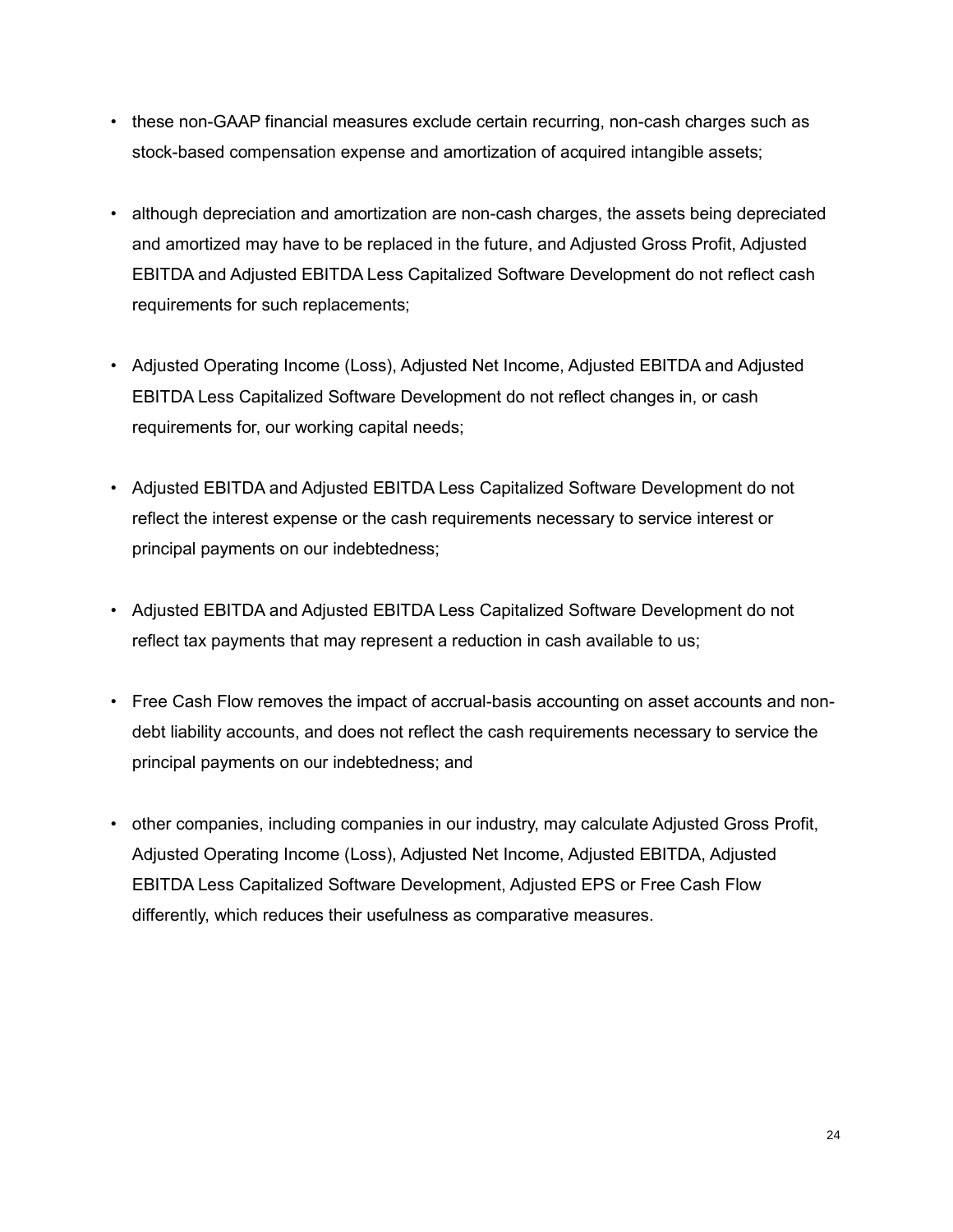- these non-GAAP financial measures exclude certain recurring, non-cash charges such as stock-based compensation expense and amortization of acquired intangible assets;
- although depreciation and amortization are non-cash charges, the assets being depreciated and amortized may have to be replaced in the future, and Adjusted Gross Profit, Adjusted EBITDA and Adjusted EBITDA Less Capitalized Software Development do not reflect cash requirements for such replacements;
- Adjusted Operating Income (Loss), Adjusted Net Income, Adjusted EBITDA and Adjusted EBITDA Less Capitalized Software Development do not reflect changes in, or cash requirements for, our working capital needs;
- Adjusted EBITDA and Adjusted EBITDA Less Capitalized Software Development do not reflect the interest expense or the cash requirements necessary to service interest or principal payments on our indebtedness;
- Adjusted EBITDA and Adjusted EBITDA Less Capitalized Software Development do not reflect tax payments that may represent a reduction in cash available to us;
- Free Cash Flow removes the impact of accrual-basis accounting on asset accounts and non-debt liability accounts, and does not reflect the cash requirements necessary to service the principal payments on our indebtedness; and
- other companies, including companies in our industry, may calculate Adjusted Gross Profit, Adjusted Operating Income (Loss), Adjusted Net Income, Adjusted EBITDA, Adjusted EBITDA Less Capitalized Software Development, Adjusted EPS or Free Cash Flow differently, which reduces their usefulness as comparative measures.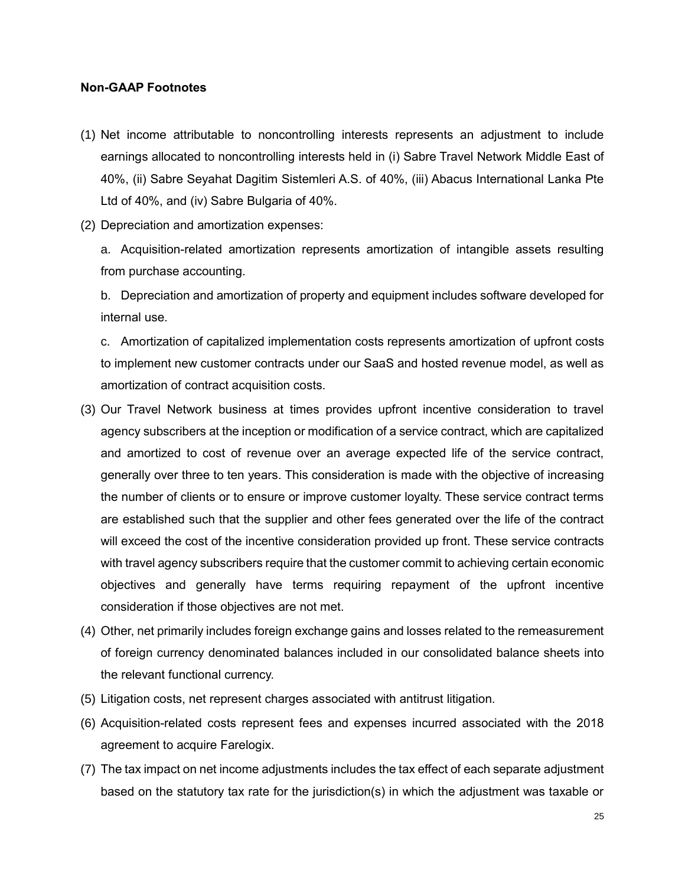**Non-GAAP Footnotes**

(1) Net income attributable to noncontrolling interests represents an adjustment to include earnings allocated to noncontrolling interests held in (i) Sabre Travel Network Middle East of 40%, (ii) Sabre Seyahat Dagitim Sistemleri A.S. of 40%, (iii) Abacus International Lanka Pte Ltd of 40%, and (iv) Sabre Bulgaria of 40%.

(2) Depreciation and amortization expenses:

a. Acquisition-related amortization represents amortization of intangible assets resulting from purchase accounting.

b. Depreciation and amortization of property and equipment includes software developed for internal use.

c. Amortization of capitalized implementation costs represents amortization of upfront costs to implement new customer contracts under our SaaS and hosted revenue model, as well as amortization of contract acquisition costs.

(3) Our Travel Network business at times provides upfront incentive consideration to travel agency subscribers at the inception or modification of a service contract, which are capitalized and amortized to cost of revenue over an average expected life of the service contract, generally over three to ten years. This consideration is made with the objective of increasing the number of clients or to ensure or improve customer loyalty. These service contract terms are established such that the supplier and other fees generated over the life of the contract will exceed the cost of the incentive consideration provided up front. These service contracts with travel agency subscribers require that the customer commit to achieving certain economic objectives and generally have terms requiring repayment of the upfront incentive consideration if those objectives are not met.

(4) Other, net primarily includes foreign exchange gains and losses related to the remeasurement of foreign currency denominated balances included in our consolidated balance sheets into the relevant functional currency.

(5) Litigation costs, net represent charges associated with antitrust litigation.

(6) Acquisition-related costs represent fees and expenses incurred associated with the 2018 agreement to acquire Farelogix.

(7) The tax impact on net income adjustments includes the tax effect of each separate adjustment based on the statutory tax rate for the jurisdiction(s) in which the adjustment was taxable or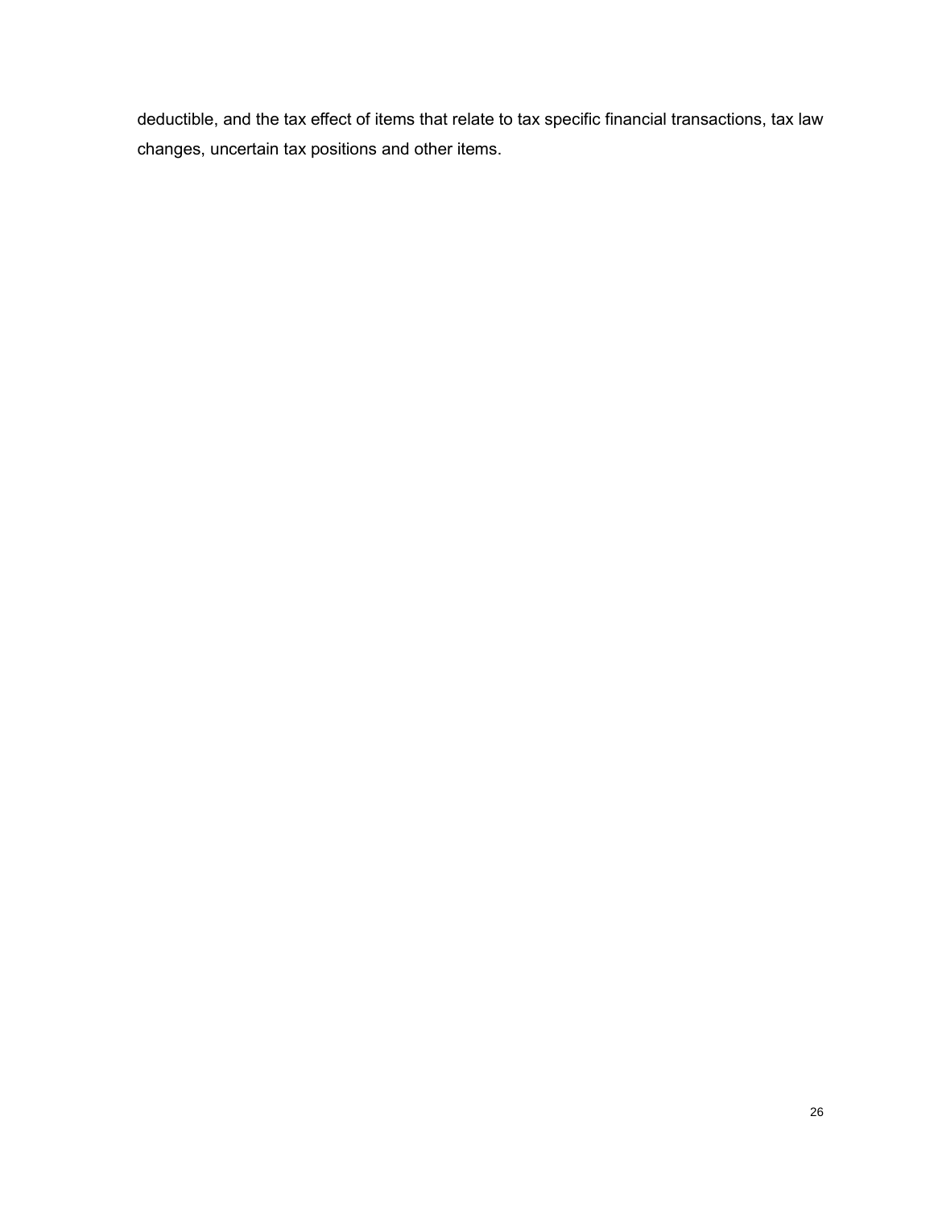deductible, and the tax effect of items that relate to tax specific financial transactions, tax law changes, uncertain tax positions and other items.